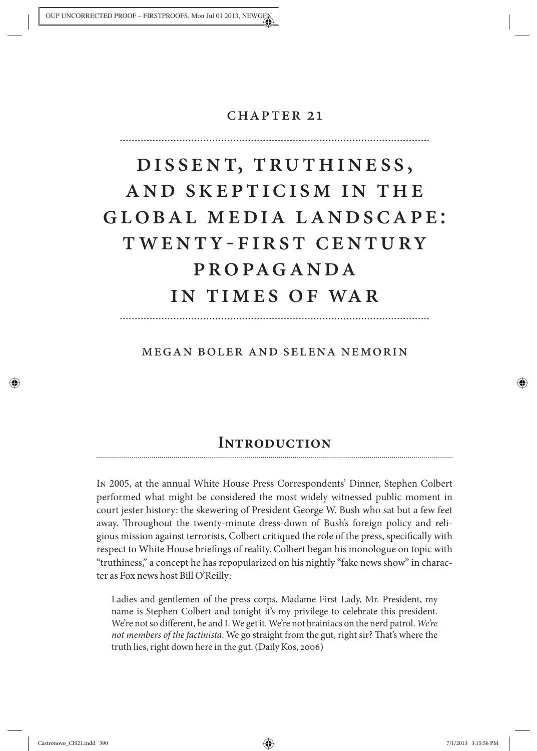CHAPTER 21

# DISSENT, TRUTHINESS, AND SKEPTICISM IN THE GLOBAL MEDIA LANDSCAPE: TWENTY-FIRST CENTURY PROPAGANDA IN TIMES OF WAR

MEGAN BOLER AND SELENA NEMORIN

## Introduction

In 2005, at the annual White House Press Correspondents' Dinner, Stephen Colbert performed what might be considered the most widely witnessed public moment in court jester history: the skewering of President George W. Bush who sat but a few feet away. Throughout the twenty-minute dress-down of Bush's foreign policy and religious mission against terrorists, Colbert critiqued the role of the press, specifically with respect to White House briefings of reality. Colbert began his monologue on topic with "truthiness," a concept he has repopularized on his nightly "fake news show" in character as Fox news host Bill O'Reilly:

> Ladies and gentlemen of the press corps, Madame First Lady, Mr. President, my name is Stephen Colbert and tonight it's my privilege to celebrate this president. We're not so different, he and I. We get it. We're not brainiacs on the nerd patrol. *We're not members of the factinista*. We go straight from the gut, right sir? That's where the truth lies, right down here in the gut. (Daily Kos, 2006)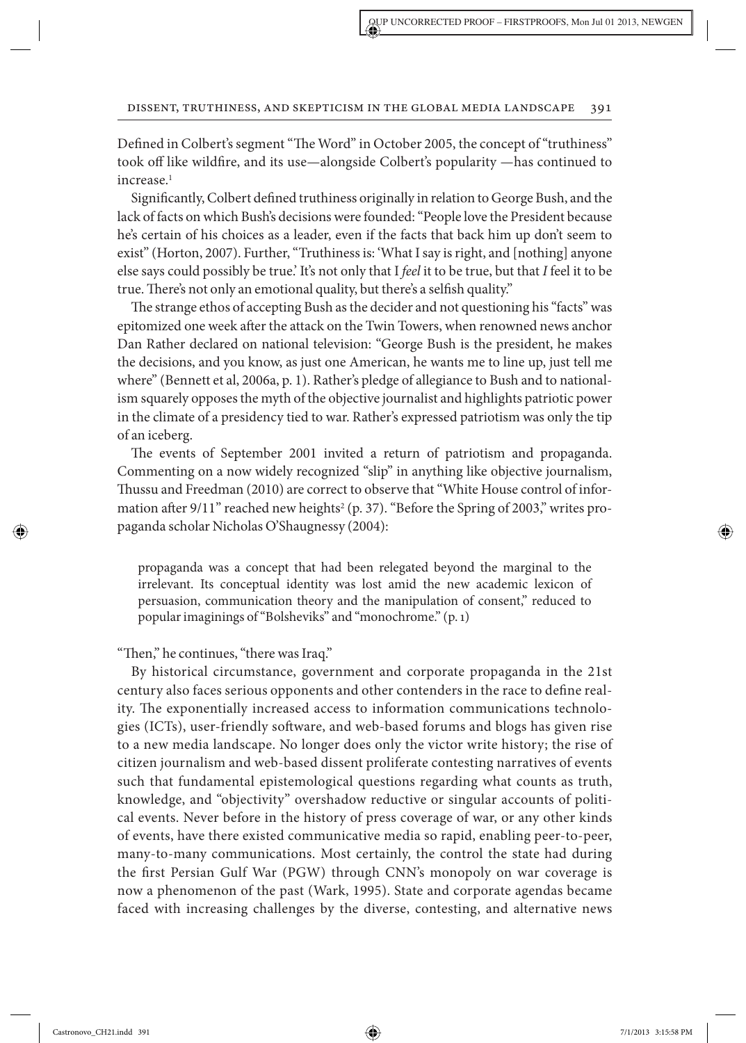Defined in Colbert's segment "The Word" in October 2005, the concept of "truthiness" took off like wildfire, and its use—alongside Colbert's popularity —has continued to increase.[1]

Significantly, Colbert defined truthiness originally in relation to George Bush, and the lack of facts on which Bush's decisions were founded: "People love the President because he's certain of his choices as a leader, even if the facts that back him up don't seem to exist" (Horton, 2007). Further, "Truthiness is: 'What I say is right, and [nothing] anyone else says could possibly be true.' It's not only that I *feel* it to be true, but that *I* feel it to be true. There's not only an emotional quality, but there's a selfish quality."

The strange ethos of accepting Bush as the decider and not questioning his "facts" was epitomized one week after the attack on the Twin Towers, when renowned news anchor Dan Rather declared on national television: "George Bush is the president, he makes the decisions, and you know, as just one American, he wants me to line up, just tell me where" (Bennett et al, 2006a, p. 1). Rather's pledge of allegiance to Bush and to nationalism squarely opposes the myth of the objective journalist and highlights patriotic power in the climate of a presidency tied to war. Rather's expressed patriotism was only the tip of an iceberg.

The events of September 2001 invited a return of patriotism and propaganda. Commenting on a now widely recognized "slip" in anything like objective journalism, Thussu and Freedman (2010) are correct to observe that "White House control of information after 9/11" reached new heights[2] (p. 37). "Before the Spring of 2003," writes propaganda scholar Nicholas O'Shaugnessy (2004):

> propaganda was a concept that had been relegated beyond the marginal to the irrelevant. Its conceptual identity was lost amid the new academic lexicon of persuasion, communication theory and the manipulation of consent," reduced to popular imaginings of "Bolsheviks" and "monochrome." (p. 1)

"Then," he continues, "there was Iraq."

By historical circumstance, government and corporate propaganda in the 21st century also faces serious opponents and other contenders in the race to define reality. The exponentially increased access to information communications technologies (ICTs), user-friendly software, and web-based forums and blogs has given rise to a new media landscape. No longer does only the victor write history; the rise of citizen journalism and web-based dissent proliferate contesting narratives of events such that fundamental epistemological questions regarding what counts as truth, knowledge, and "objectivity" overshadow reductive or singular accounts of political events. Never before in the history of press coverage of war, or any other kinds of events, have there existed communicative media so rapid, enabling peer-to-peer, many-to-many communications. Most certainly, the control the state had during the first Persian Gulf War (PGW) through CNN's monopoly on war coverage is now a phenomenon of the past (Wark, 1995). State and corporate agendas became faced with increasing challenges by the diverse, contesting, and alternative news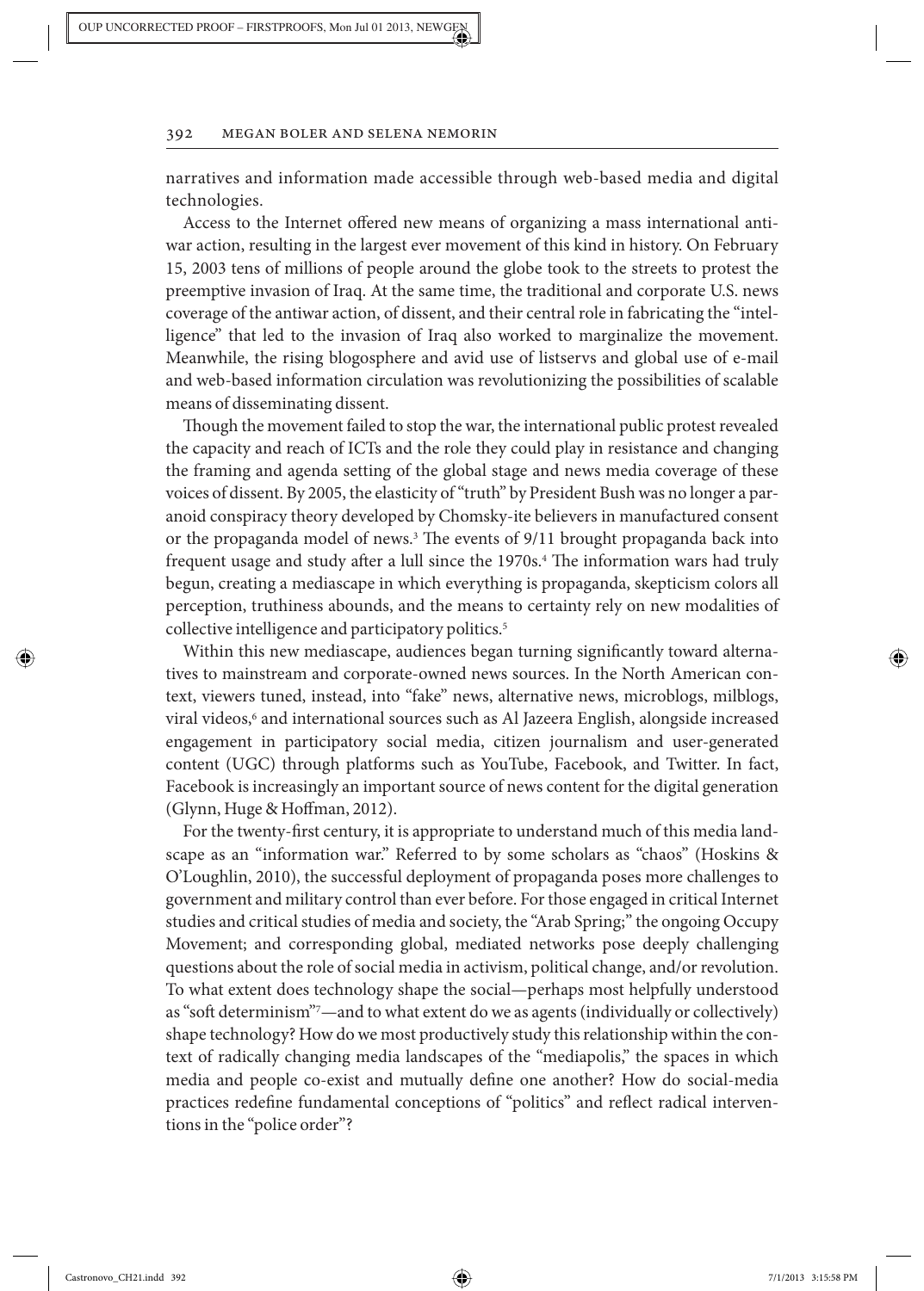narratives and information made accessible through web-based media and digital technologies.

Access to the Internet offered new means of organizing a mass international antiwar action, resulting in the largest ever movement of this kind in history. On February 15, 2003 tens of millions of people around the globe took to the streets to protest the preemptive invasion of Iraq. At the same time, the traditional and corporate U.S. news coverage of the antiwar action, of dissent, and their central role in fabricating the "intelligence" that led to the invasion of Iraq also worked to marginalize the movement. Meanwhile, the rising blogosphere and avid use of listservs and global use of e-mail and web-based information circulation was revolutionizing the possibilities of scalable means of disseminating dissent.

Though the movement failed to stop the war, the international public protest revealed the capacity and reach of ICTs and the role they could play in resistance and changing the framing and agenda setting of the global stage and news media coverage of these voices of dissent. By 2005, the elasticity of "truth" by President Bush was no longer a paranoid conspiracy theory developed by Chomsky-ite believers in manufactured consent or the propaganda model of news.[3] The events of 9/11 brought propaganda back into frequent usage and study after a lull since the 1970s.[4] The information wars had truly begun, creating a mediascape in which everything is propaganda, skepticism colors all perception, truthiness abounds, and the means to certainty rely on new modalities of collective intelligence and participatory politics.[5]

Within this new mediascape, audiences began turning significantly toward alternatives to mainstream and corporate-owned news sources. In the North American context, viewers tuned, instead, into "fake" news, alternative news, microblogs, milblogs, viral videos,[6] and international sources such as Al Jazeera English, alongside increased engagement in participatory social media, citizen journalism and user-generated content (UGC) through platforms such as YouTube, Facebook, and Twitter. In fact, Facebook is increasingly an important source of news content for the digital generation (Glynn, Huge & Hoffman, 2012).

For the twenty-first century, it is appropriate to understand much of this media landscape as an "information war." Referred to by some scholars as "chaos" (Hoskins & O'Loughlin, 2010), the successful deployment of propaganda poses more challenges to government and military control than ever before. For those engaged in critical Internet studies and critical studies of media and society, the "Arab Spring;" the ongoing Occupy Movement; and corresponding global, mediated networks pose deeply challenging questions about the role of social media in activism, political change, and/or revolution. To what extent does technology shape the social—perhaps most helpfully understood as "soft determinism"[7]—and to what extent do we as agents (individually or collectively) shape technology? How do we most productively study this relationship within the context of radically changing media landscapes of the "mediapolis," the spaces in which media and people co-exist and mutually define one another? How do social-media practices redefine fundamental conceptions of "politics" and reflect radical interventions in the "police order"?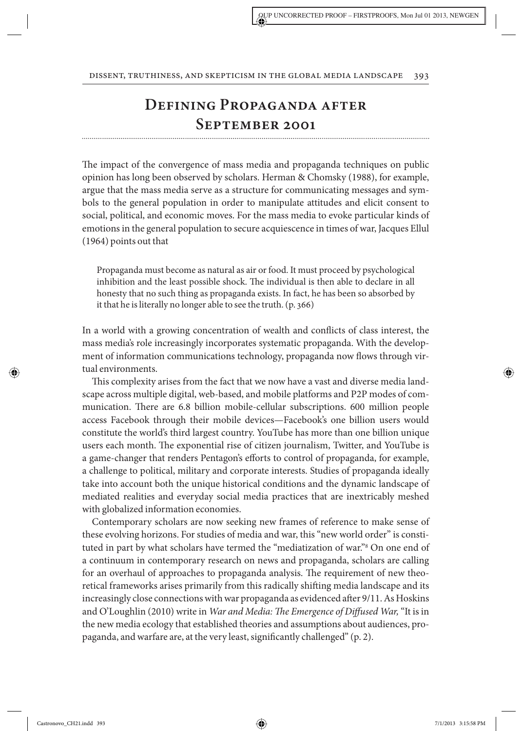## Defining Propaganda after September 2001

The impact of the convergence of mass media and propaganda techniques on public opinion has long been observed by scholars. Herman & Chomsky (1988), for example, argue that the mass media serve as a structure for communicating messages and symbols to the general population in order to manipulate attitudes and elicit consent to social, political, and economic moves. For the mass media to evoke particular kinds of emotions in the general population to secure acquiescence in times of war, Jacques Ellul (1964) points out that

> Propaganda must become as natural as air or food. It must proceed by psychological inhibition and the least possible shock. The individual is then able to declare in all honesty that no such thing as propaganda exists. In fact, he has been so absorbed by it that he is literally no longer able to see the truth. (p. 366)

In a world with a growing concentration of wealth and conflicts of class interest, the mass media's role increasingly incorporates systematic propaganda. With the development of information communications technology, propaganda now flows through virtual environments.

This complexity arises from the fact that we now have a vast and diverse media landscape across multiple digital, web-based, and mobile platforms and P2P modes of communication. There are 6.8 billion mobile-cellular subscriptions. 600 million people access Facebook through their mobile devices—Facebook's one billion users would constitute the world's third largest country. YouTube has more than one billion unique users each month. The exponential rise of citizen journalism, Twitter, and YouTube is a game-changer that renders Pentagon's efforts to control of propaganda, for example, a challenge to political, military and corporate interests. Studies of propaganda ideally take into account both the unique historical conditions and the dynamic landscape of mediated realities and everyday social media practices that are inextricably meshed with globalized information economies.

Contemporary scholars are now seeking new frames of reference to make sense of these evolving horizons. For studies of media and war, this "new world order" is constituted in part by what scholars have termed the "mediatization of war."[8] On one end of a continuum in contemporary research on news and propaganda, scholars are calling for an overhaul of approaches to propaganda analysis. The requirement of new theoretical frameworks arises primarily from this radically shifting media landscape and its increasingly close connections with war propaganda as evidenced after 9/11. As Hoskins and O'Loughlin (2010) write in *War and Media: The Emergence of Diffused War,* "It is in the new media ecology that established theories and assumptions about audiences, propaganda, and warfare are, at the very least, significantly challenged" (p. 2).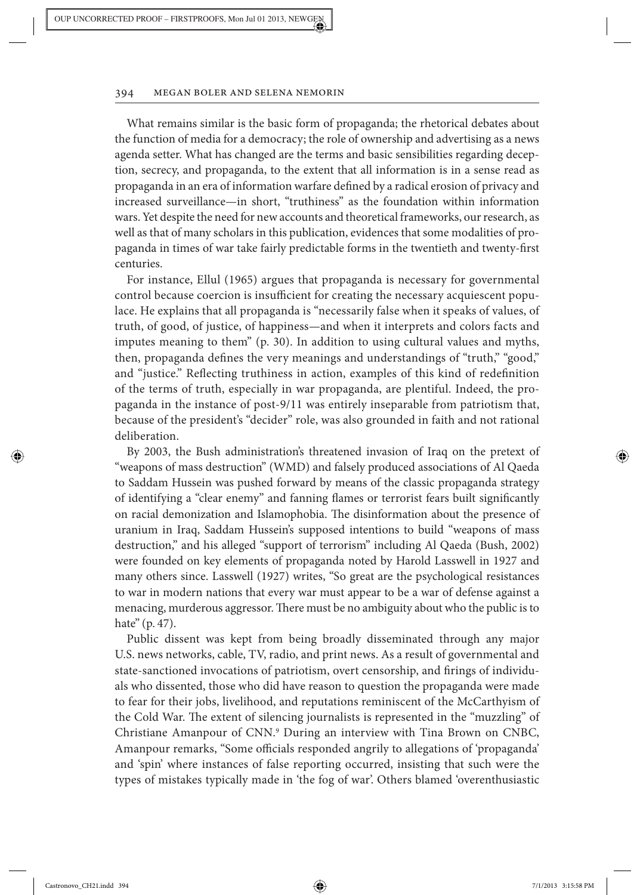What remains similar is the basic form of propaganda; the rhetorical debates about the function of media for a democracy; the role of ownership and advertising as a news agenda setter. What has changed are the terms and basic sensibilities regarding deception, secrecy, and propaganda, to the extent that all information is in a sense read as propaganda in an era of information warfare defined by a radical erosion of privacy and increased surveillance—in short, "truthiness" as the foundation within information wars. Yet despite the need for new accounts and theoretical frameworks, our research, as well as that of many scholars in this publication, evidences that some modalities of propaganda in times of war take fairly predictable forms in the twentieth and twenty-first centuries.

For instance, Ellul (1965) argues that propaganda is necessary for governmental control because coercion is insufficient for creating the necessary acquiescent populace. He explains that all propaganda is "necessarily false when it speaks of values, of truth, of good, of justice, of happiness—and when it interprets and colors facts and imputes meaning to them" (p. 30). In addition to using cultural values and myths, then, propaganda defines the very meanings and understandings of "truth," "good," and "justice." Reflecting truthiness in action, examples of this kind of redefinition of the terms of truth, especially in war propaganda, are plentiful. Indeed, the propaganda in the instance of post-9/11 was entirely inseparable from patriotism that, because of the president's "decider" role, was also grounded in faith and not rational deliberation.

By 2003, the Bush administration's threatened invasion of Iraq on the pretext of "weapons of mass destruction" (WMD) and falsely produced associations of Al Qaeda to Saddam Hussein was pushed forward by means of the classic propaganda strategy of identifying a "clear enemy" and fanning flames or terrorist fears built significantly on racial demonization and Islamophobia. The disinformation about the presence of uranium in Iraq, Saddam Hussein's supposed intentions to build "weapons of mass destruction," and his alleged "support of terrorism" including Al Qaeda (Bush, 2002) were founded on key elements of propaganda noted by Harold Lasswell in 1927 and many others since. Lasswell (1927) writes, "So great are the psychological resistances to war in modern nations that every war must appear to be a war of defense against a menacing, murderous aggressor. There must be no ambiguity about who the public is to hate" (p. 47).

Public dissent was kept from being broadly disseminated through any major U.S. news networks, cable, TV, radio, and print news. As a result of governmental and state-sanctioned invocations of patriotism, overt censorship, and firings of individuals who dissented, those who did have reason to question the propaganda were made to fear for their jobs, livelihood, and reputations reminiscent of the McCarthyism of the Cold War. The extent of silencing journalists is represented in the "muzzling" of Christiane Amanpour of CNN.[9] During an interview with Tina Brown on CNBC, Amanpour remarks, "Some officials responded angrily to allegations of 'propaganda' and 'spin' where instances of false reporting occurred, insisting that such were the types of mistakes typically made in 'the fog of war'. Others blamed 'overenthusiastic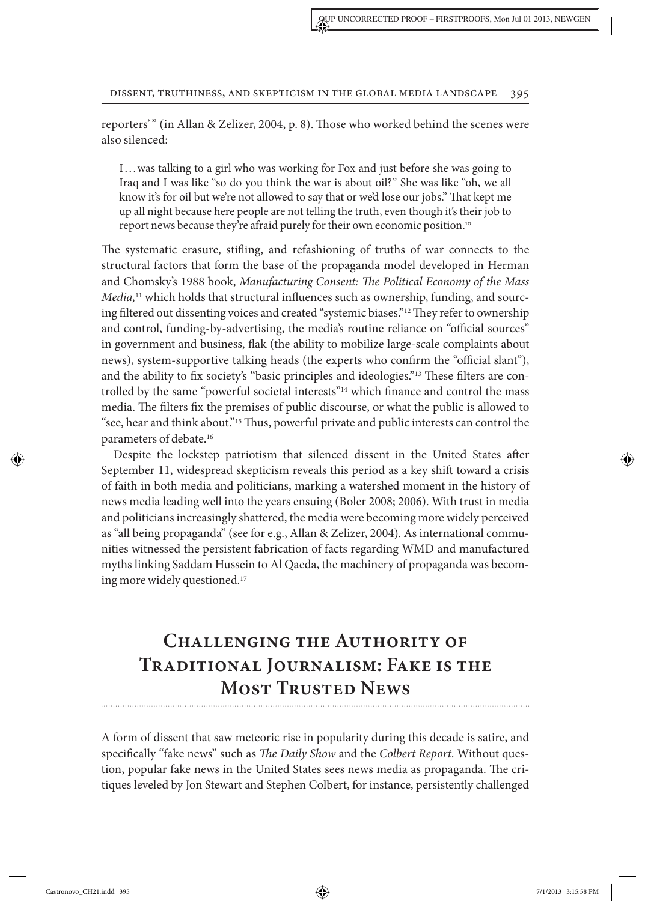reporters' " (in Allan & Zelizer, 2004, p. 8). Those who worked behind the scenes were also silenced:

> I . . . was talking to a girl who was working for Fox and just before she was going to Iraq and I was like "so do you think the war is about oil?" She was like "oh, we all know it's for oil but we're not allowed to say that or we'd lose our jobs." That kept me up all night because here people are not telling the truth, even though it's their job to report news because they're afraid purely for their own economic position.[10]

The systematic erasure, stifling, and refashioning of truths of war connects to the structural factors that form the base of the propaganda model developed in Herman and Chomsky's 1988 book, *Manufacturing Consent: The Political Economy of the Mass Media,*[11] which holds that structural influences such as ownership, funding, and sourcing filtered out dissenting voices and created "systemic biases."[12] They refer to ownership and control, funding-by-advertising, the media's routine reliance on "official sources" in government and business, flak (the ability to mobilize large-scale complaints about news), system-supportive talking heads (the experts who confirm the "official slant"), and the ability to fix society's "basic principles and ideologies."[13] These filters are controlled by the same "powerful societal interests"[14] which finance and control the mass media. The filters fix the premises of public discourse, or what the public is allowed to "see, hear and think about."[15] Thus, powerful private and public interests can control the parameters of debate.[16]

Despite the lockstep patriotism that silenced dissent in the United States after September 11, widespread skepticism reveals this period as a key shift toward a crisis of faith in both media and politicians, marking a watershed moment in the history of news media leading well into the years ensuing (Boler 2008; 2006). With trust in media and politicians increasingly shattered, the media were becoming more widely perceived as "all being propaganda" (see for e.g., Allan & Zelizer, 2004). As international communities witnessed the persistent fabrication of facts regarding WMD and manufactured myths linking Saddam Hussein to Al Qaeda, the machinery of propaganda was becoming more widely questioned.[17]

## Challenging the Authority of Traditional Journalism: Fake is the Most Trusted News

A form of dissent that saw meteoric rise in popularity during this decade is satire, and specifically "fake news" such as *The Daily Show* and the *Colbert Report*. Without question, popular fake news in the United States sees news media as propaganda. The critiques leveled by Jon Stewart and Stephen Colbert, for instance, persistently challenged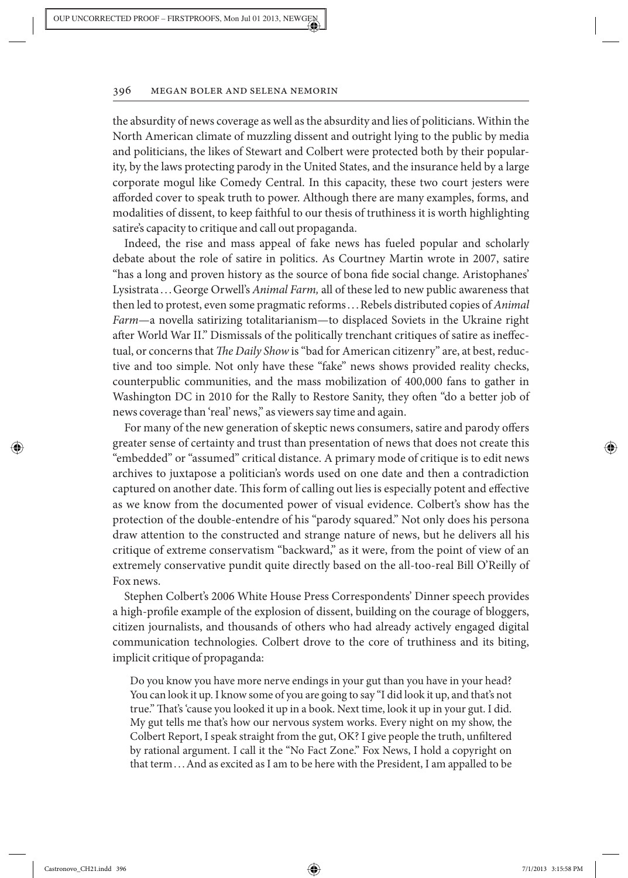the absurdity of news coverage as well as the absurdity and lies of politicians. Within the North American climate of muzzling dissent and outright lying to the public by media and politicians, the likes of Stewart and Colbert were protected both by their popularity, by the laws protecting parody in the United States, and the insurance held by a large corporate mogul like Comedy Central. In this capacity, these two court jesters were afforded cover to speak truth to power. Although there are many examples, forms, and modalities of dissent, to keep faithful to our thesis of truthiness it is worth highlighting satire's capacity to critique and call out propaganda.

Indeed, the rise and mass appeal of fake news has fueled popular and scholarly debate about the role of satire in politics. As Courtney Martin wrote in 2007, satire "has a long and proven history as the source of bona fide social change. Aristophanes' Lysistrata . . . George Orwell's *Animal Farm,* all of these led to new public awareness that then led to protest, even some pragmatic reforms . . . Rebels distributed copies of *Animal Farm*—a novella satirizing totalitarianism—to displaced Soviets in the Ukraine right after World War II." Dismissals of the politically trenchant critiques of satire as ineffectual, or concerns that *The Daily Show* is "bad for American citizenry" are, at best, reductive and too simple. Not only have these "fake" news shows provided reality checks, counterpublic communities, and the mass mobilization of 400,000 fans to gather in Washington DC in 2010 for the Rally to Restore Sanity, they often "do a better job of news coverage than 'real' news," as viewers say time and again.

For many of the new generation of skeptic news consumers, satire and parody offers greater sense of certainty and trust than presentation of news that does not create this "embedded" or "assumed" critical distance. A primary mode of critique is to edit news archives to juxtapose a politician's words used on one date and then a contradiction captured on another date. This form of calling out lies is especially potent and effective as we know from the documented power of visual evidence. Colbert's show has the protection of the double-entendre of his "parody squared." Not only does his persona draw attention to the constructed and strange nature of news, but he delivers all his critique of extreme conservatism "backward," as it were, from the point of view of an extremely conservative pundit quite directly based on the all-too-real Bill O'Reilly of Fox news.

Stephen Colbert's 2006 White House Press Correspondents' Dinner speech provides a high-profile example of the explosion of dissent, building on the courage of bloggers, citizen journalists, and thousands of others who had already actively engaged digital communication technologies. Colbert drove to the core of truthiness and its biting, implicit critique of propaganda:

> Do you know you have more nerve endings in your gut than you have in your head? You can look it up. I know some of you are going to say "I did look it up, and that's not true." That's 'cause you looked it up in a book. Next time, look it up in your gut. I did. My gut tells me that's how our nervous system works. Every night on my show, the Colbert Report, I speak straight from the gut, OK? I give people the truth, unfiltered by rational argument. I call it the "No Fact Zone." Fox News, I hold a copyright on that term . . . And as excited as I am to be here with the President, I am appalled to be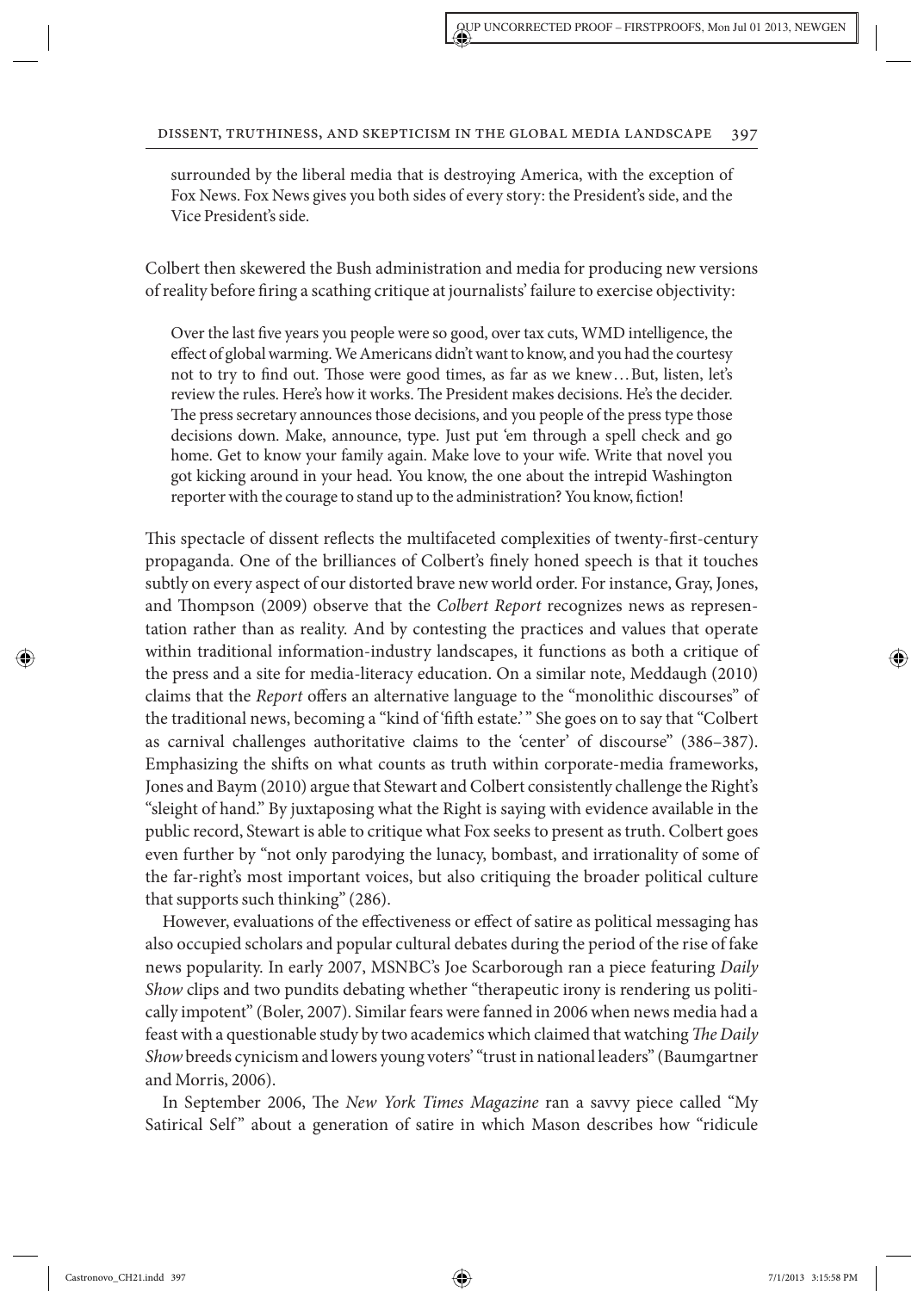> surrounded by the liberal media that is destroying America, with the exception of Fox News. Fox News gives you both sides of every story: the President's side, and the Vice President's side.

Colbert then skewered the Bush administration and media for producing new versions of reality before firing a scathing critique at journalists' failure to exercise objectivity:

> Over the last five years you people were so good, over tax cuts, WMD intelligence, the effect of global warming. We Americans didn't want to know, and you had the courtesy not to try to find out. Those were good times, as far as we knew…But, listen, let's review the rules. Here's how it works. The President makes decisions. He's the decider. The press secretary announces those decisions, and you people of the press type those decisions down. Make, announce, type. Just put 'em through a spell check and go home. Get to know your family again. Make love to your wife. Write that novel you got kicking around in your head. You know, the one about the intrepid Washington reporter with the courage to stand up to the administration? You know, fiction!

This spectacle of dissent reflects the multifaceted complexities of twenty-first-century propaganda. One of the brilliances of Colbert's finely honed speech is that it touches subtly on every aspect of our distorted brave new world order. For instance, Gray, Jones, and Thompson (2009) observe that the *Colbert Report* recognizes news as representation rather than as reality. And by contesting the practices and values that operate within traditional information-industry landscapes, it functions as both a critique of the press and a site for media-literacy education. On a similar note, Meddaugh (2010) claims that the *Report* offers an alternative language to the "monolithic discourses" of the traditional news, becoming a "kind of 'fifth estate.'" She goes on to say that "Colbert as carnival challenges authoritative claims to the 'center' of discourse" (386–387). Emphasizing the shifts on what counts as truth within corporate-media frameworks, Jones and Baym (2010) argue that Stewart and Colbert consistently challenge the Right's "sleight of hand." By juxtaposing what the Right is saying with evidence available in the public record, Stewart is able to critique what Fox seeks to present as truth. Colbert goes even further by "not only parodying the lunacy, bombast, and irrationality of some of the far-right's most important voices, but also critiquing the broader political culture that supports such thinking" (286).

However, evaluations of the effectiveness or effect of satire as political messaging has also occupied scholars and popular cultural debates during the period of the rise of fake news popularity. In early 2007, MSNBC's Joe Scarborough ran a piece featuring *Daily Show* clips and two pundits debating whether "therapeutic irony is rendering us politically impotent" (Boler, 2007). Similar fears were fanned in 2006 when news media had a feast with a questionable study by two academics which claimed that watching *The Daily Show* breeds cynicism and lowers young voters' "trust in national leaders" (Baumgartner and Morris, 2006).

In September 2006, The *New York Times Magazine* ran a savvy piece called "My Satirical Self" about a generation of satire in which Mason describes how "ridicule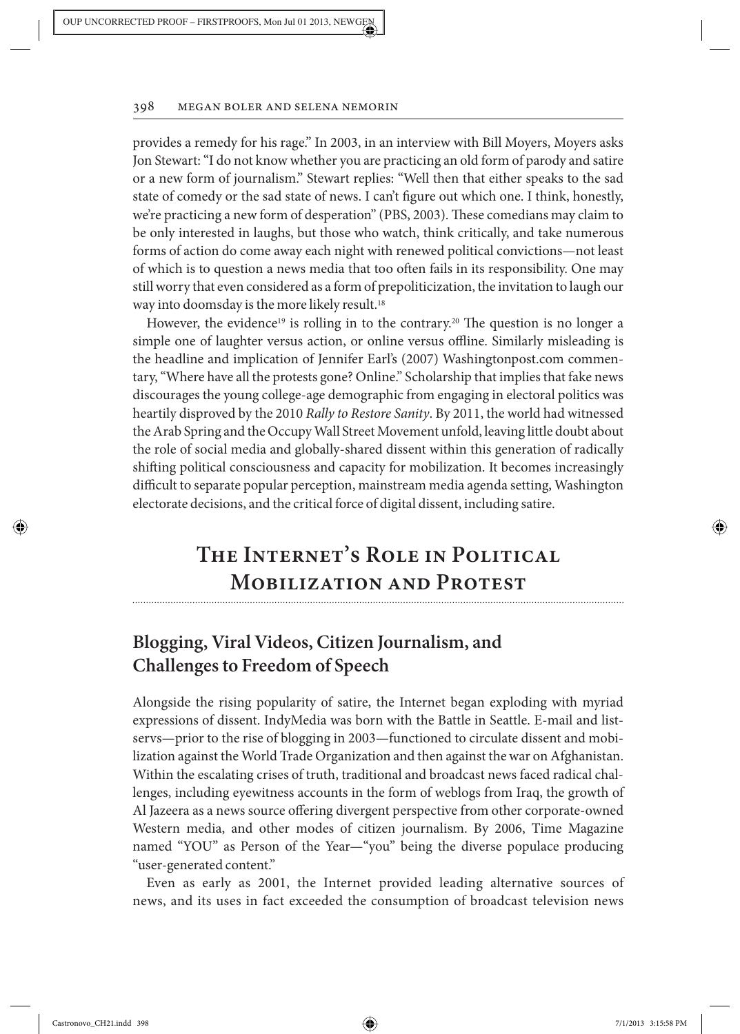provides a remedy for his rage." In 2003, in an interview with Bill Moyers, Moyers asks Jon Stewart: "I do not know whether you are practicing an old form of parody and satire or a new form of journalism." Stewart replies: "Well then that either speaks to the sad state of comedy or the sad state of news. I can't figure out which one. I think, honestly, we're practicing a new form of desperation" (PBS, 2003). These comedians may claim to be only interested in laughs, but those who watch, think critically, and take numerous forms of action do come away each night with renewed political convictions—not least of which is to question a news media that too often fails in its responsibility. One may still worry that even considered as a form of prepoliticization, the invitation to laugh our way into doomsday is the more likely result.[18]

However, the evidence[19] is rolling in to the contrary.[20] The question is no longer a simple one of laughter versus action, or online versus offline. Similarly misleading is the headline and implication of Jennifer Earl's (2007) Washingtonpost.com commentary, "Where have all the protests gone? Online." Scholarship that implies that fake news discourages the young college-age demographic from engaging in electoral politics was heartily disproved by the 2010 *Rally to Restore Sanity*. By 2011, the world had witnessed the Arab Spring and the Occupy Wall Street Movement unfold, leaving little doubt about the role of social media and globally-shared dissent within this generation of radically shifting political consciousness and capacity for mobilization. It becomes increasingly difficult to separate popular perception, mainstream media agenda setting, Washington electorate decisions, and the critical force of digital dissent, including satire.

## The Internet's Role in Political Mobilization and Protest

### Blogging, Viral Videos, Citizen Journalism, and Challenges to Freedom of Speech

Alongside the rising popularity of satire, the Internet began exploding with myriad expressions of dissent. IndyMedia was born with the Battle in Seattle. E-mail and listservs—prior to the rise of blogging in 2003—functioned to circulate dissent and mobilization against the World Trade Organization and then against the war on Afghanistan. Within the escalating crises of truth, traditional and broadcast news faced radical challenges, including eyewitness accounts in the form of weblogs from Iraq, the growth of Al Jazeera as a news source offering divergent perspective from other corporate-owned Western media, and other modes of citizen journalism. By 2006, Time Magazine named "YOU" as Person of the Year—"you" being the diverse populace producing "user-generated content."

Even as early as 2001, the Internet provided leading alternative sources of news, and its uses in fact exceeded the consumption of broadcast television news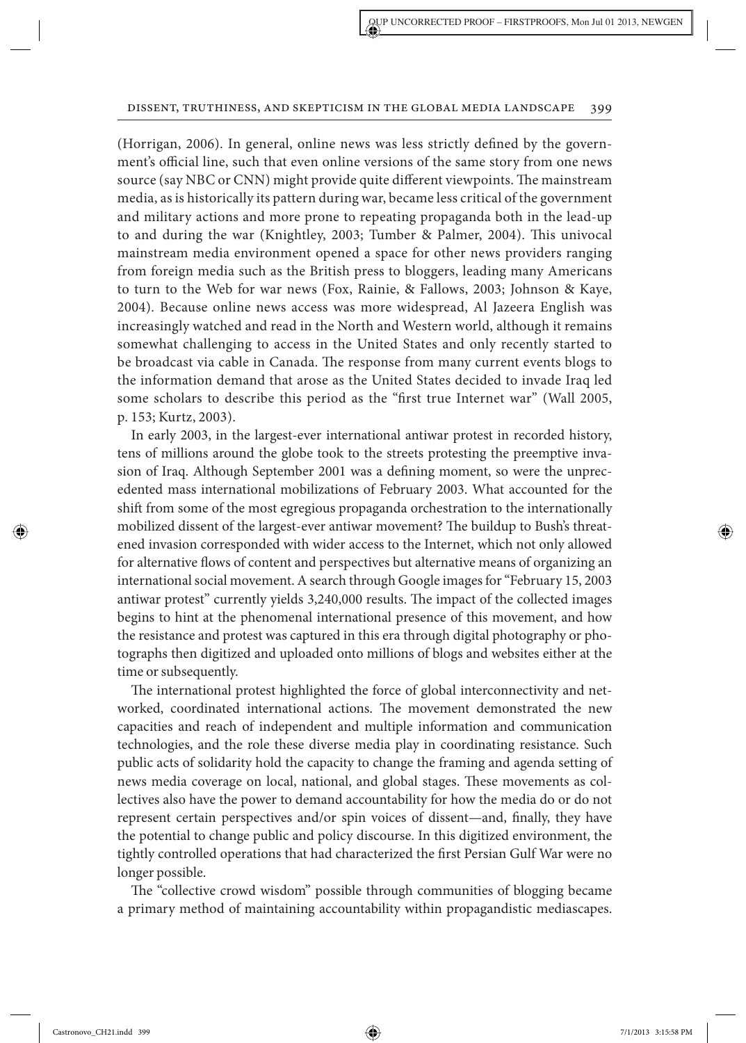(Horrigan, 2006). In general, online news was less strictly defined by the government's official line, such that even online versions of the same story from one news source (say NBC or CNN) might provide quite different viewpoints. The mainstream media, as is historically its pattern during war, became less critical of the government and military actions and more prone to repeating propaganda both in the lead-up to and during the war (Knightley, 2003; Tumber & Palmer, 2004). This univocal mainstream media environment opened a space for other news providers ranging from foreign media such as the British press to bloggers, leading many Americans to turn to the Web for war news (Fox, Rainie, & Fallows, 2003; Johnson & Kaye, 2004). Because online news access was more widespread, Al Jazeera English was increasingly watched and read in the North and Western world, although it remains somewhat challenging to access in the United States and only recently started to be broadcast via cable in Canada. The response from many current events blogs to the information demand that arose as the United States decided to invade Iraq led some scholars to describe this period as the "first true Internet war" (Wall 2005, p. 153; Kurtz, 2003).

In early 2003, in the largest-ever international antiwar protest in recorded history, tens of millions around the globe took to the streets protesting the preemptive invasion of Iraq. Although September 2001 was a defining moment, so were the unprecedented mass international mobilizations of February 2003. What accounted for the shift from some of the most egregious propaganda orchestration to the internationally mobilized dissent of the largest-ever antiwar movement? The buildup to Bush's threatened invasion corresponded with wider access to the Internet, which not only allowed for alternative flows of content and perspectives but alternative means of organizing an international social movement. A search through Google images for "February 15, 2003 antiwar protest" currently yields 3,240,000 results. The impact of the collected images begins to hint at the phenomenal international presence of this movement, and how the resistance and protest was captured in this era through digital photography or photographs then digitized and uploaded onto millions of blogs and websites either at the time or subsequently.

The international protest highlighted the force of global interconnectivity and networked, coordinated international actions. The movement demonstrated the new capacities and reach of independent and multiple information and communication technologies, and the role these diverse media play in coordinating resistance. Such public acts of solidarity hold the capacity to change the framing and agenda setting of news media coverage on local, national, and global stages. These movements as collectives also have the power to demand accountability for how the media do or do not represent certain perspectives and/or spin voices of dissent—and, finally, they have the potential to change public and policy discourse. In this digitized environment, the tightly controlled operations that had characterized the first Persian Gulf War were no longer possible.

The "collective crowd wisdom" possible through communities of blogging became a primary method of maintaining accountability within propagandistic mediascapes.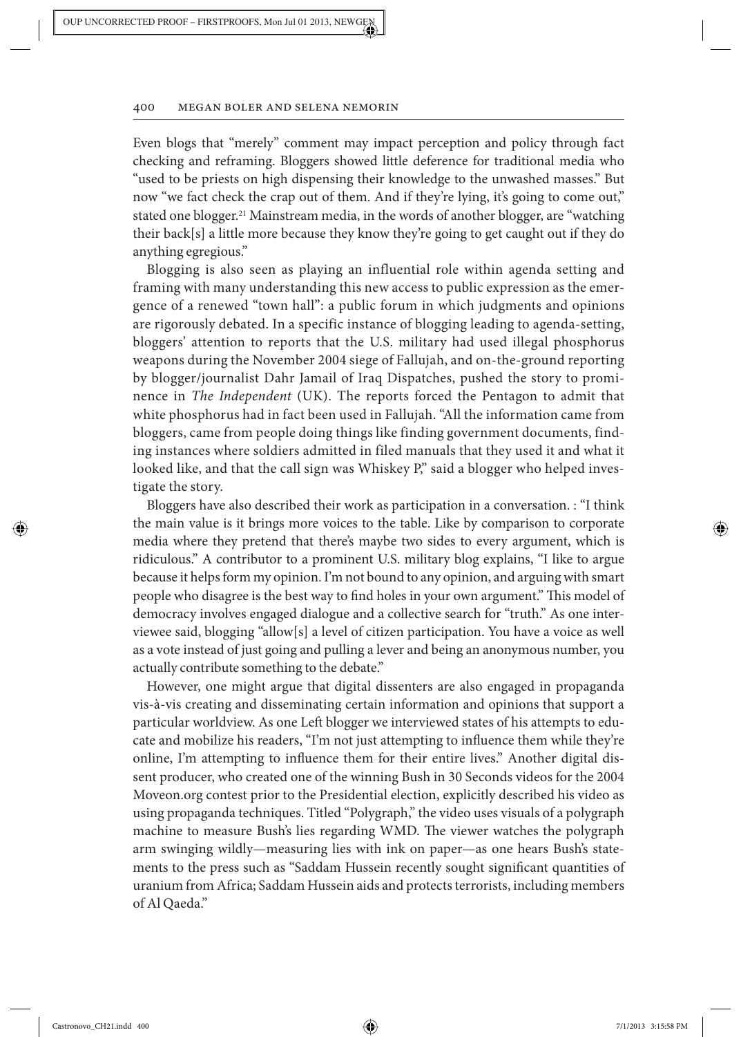Even blogs that "merely" comment may impact perception and policy through fact checking and reframing. Bloggers showed little deference for traditional media who "used to be priests on high dispensing their knowledge to the unwashed masses." But now "we fact check the crap out of them. And if they're lying, it's going to come out," stated one blogger.[21] Mainstream media, in the words of another blogger, are "watching their back[s] a little more because they know they're going to get caught out if they do anything egregious."

Blogging is also seen as playing an influential role within agenda setting and framing with many understanding this new access to public expression as the emergence of a renewed "town hall": a public forum in which judgments and opinions are rigorously debated. In a specific instance of blogging leading to agenda-setting, bloggers' attention to reports that the U.S. military had used illegal phosphorus weapons during the November 2004 siege of Fallujah, and on-the-ground reporting by blogger/journalist Dahr Jamail of Iraq Dispatches, pushed the story to prominence in *The Independent* (UK). The reports forced the Pentagon to admit that white phosphorus had in fact been used in Fallujah. "All the information came from bloggers, came from people doing things like finding government documents, finding instances where soldiers admitted in filed manuals that they used it and what it looked like, and that the call sign was Whiskey P," said a blogger who helped investigate the story.

Bloggers have also described their work as participation in a conversation. : "I think the main value is it brings more voices to the table. Like by comparison to corporate media where they pretend that there's maybe two sides to every argument, which is ridiculous." A contributor to a prominent U.S. military blog explains, "I like to argue because it helps form my opinion. I'm not bound to any opinion, and arguing with smart people who disagree is the best way to find holes in your own argument." This model of democracy involves engaged dialogue and a collective search for "truth." As one interviewee said, blogging "allow[s] a level of citizen participation. You have a voice as well as a vote instead of just going and pulling a lever and being an anonymous number, you actually contribute something to the debate."

However, one might argue that digital dissenters are also engaged in propaganda vis-à-vis creating and disseminating certain information and opinions that support a particular worldview. As one Left blogger we interviewed states of his attempts to educate and mobilize his readers, "I'm not just attempting to influence them while they're online, I'm attempting to influence them for their entire lives." Another digital dissent producer, who created one of the winning Bush in 30 Seconds videos for the 2004 Moveon.org contest prior to the Presidential election, explicitly described his video as using propaganda techniques. Titled "Polygraph," the video uses visuals of a polygraph machine to measure Bush's lies regarding WMD. The viewer watches the polygraph arm swinging wildly—measuring lies with ink on paper—as one hears Bush's statements to the press such as "Saddam Hussein recently sought significant quantities of uranium from Africa; Saddam Hussein aids and protects terrorists, including members of Al Qaeda."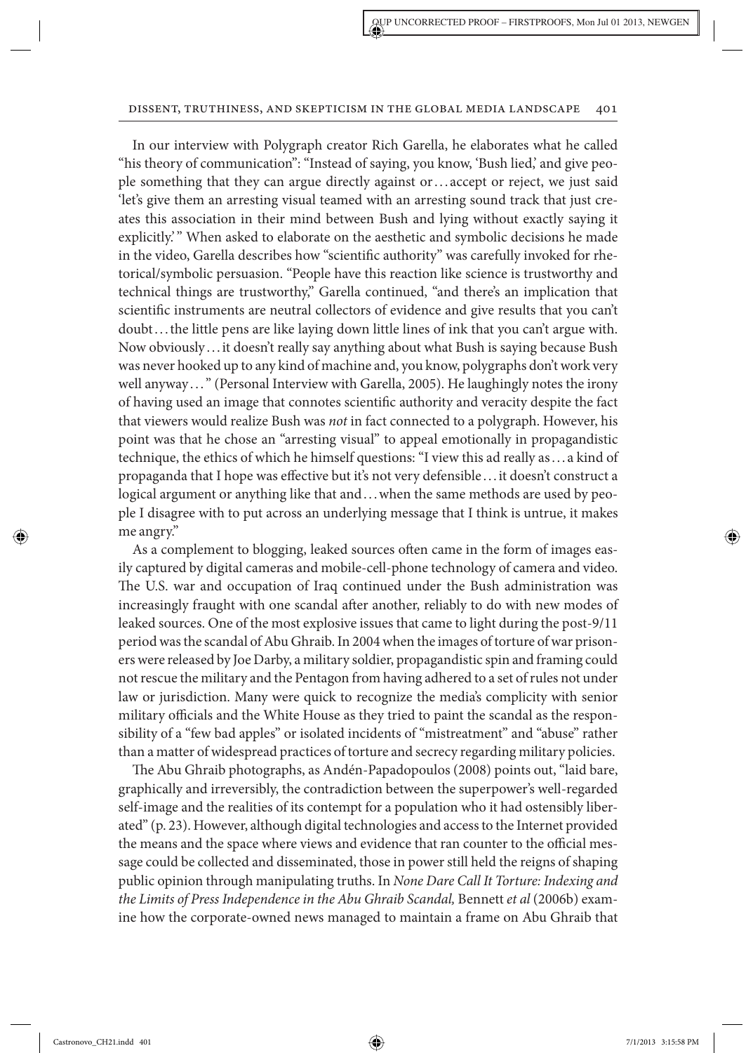In our interview with Polygraph creator Rich Garella, he elaborates what he called "his theory of communication": "Instead of saying, you know, 'Bush lied,' and give people something that they can argue directly against or . . . accept or reject, we just said 'let's give them an arresting visual teamed with an arresting sound track that just creates this association in their mind between Bush and lying without exactly saying it explicitly.' " When asked to elaborate on the aesthetic and symbolic decisions he made in the video, Garella describes how "scientific authority" was carefully invoked for rhetorical/symbolic persuasion. "People have this reaction like science is trustworthy and technical things are trustworthy," Garella continued, "and there's an implication that scientific instruments are neutral collectors of evidence and give results that you can't doubt . . . the little pens are like laying down little lines of ink that you can't argue with. Now obviously . . . it doesn't really say anything about what Bush is saying because Bush was never hooked up to any kind of machine and, you know, polygraphs don't work very well anyway . . . " (Personal Interview with Garella, 2005). He laughingly notes the irony of having used an image that connotes scientific authority and veracity despite the fact that viewers would realize Bush was *not* in fact connected to a polygraph. However, his point was that he chose an "arresting visual" to appeal emotionally in propagandistic technique, the ethics of which he himself questions: "I view this ad really as . . . a kind of propaganda that I hope was effective but it's not very defensible . . . it doesn't construct a logical argument or anything like that and . . . when the same methods are used by people I disagree with to put across an underlying message that I think is untrue, it makes me angry."

As a complement to blogging, leaked sources often came in the form of images easily captured by digital cameras and mobile-cell-phone technology of camera and video. The U.S. war and occupation of Iraq continued under the Bush administration was increasingly fraught with one scandal after another, reliably to do with new modes of leaked sources. One of the most explosive issues that came to light during the post-9/11 period was the scandal of Abu Ghraib. In 2004 when the images of torture of war prisoners were released by Joe Darby, a military soldier, propagandistic spin and framing could not rescue the military and the Pentagon from having adhered to a set of rules not under law or jurisdiction. Many were quick to recognize the media's complicity with senior military officials and the White House as they tried to paint the scandal as the responsibility of a "few bad apples" or isolated incidents of "mistreatment" and "abuse" rather than a matter of widespread practices of torture and secrecy regarding military policies.

The Abu Ghraib photographs, as Andén-Papadopoulos (2008) points out, "laid bare, graphically and irreversibly, the contradiction between the superpower's well-regarded self-image and the realities of its contempt for a population who it had ostensibly liberated" (p. 23). However, although digital technologies and access to the Internet provided the means and the space where views and evidence that ran counter to the official message could be collected and disseminated, those in power still held the reigns of shaping public opinion through manipulating truths. In *None Dare Call It Torture: Indexing and the Limits of Press Independence in the Abu Ghraib Scandal,* Bennett *et al* (2006b) examine how the corporate-owned news managed to maintain a frame on Abu Ghraib that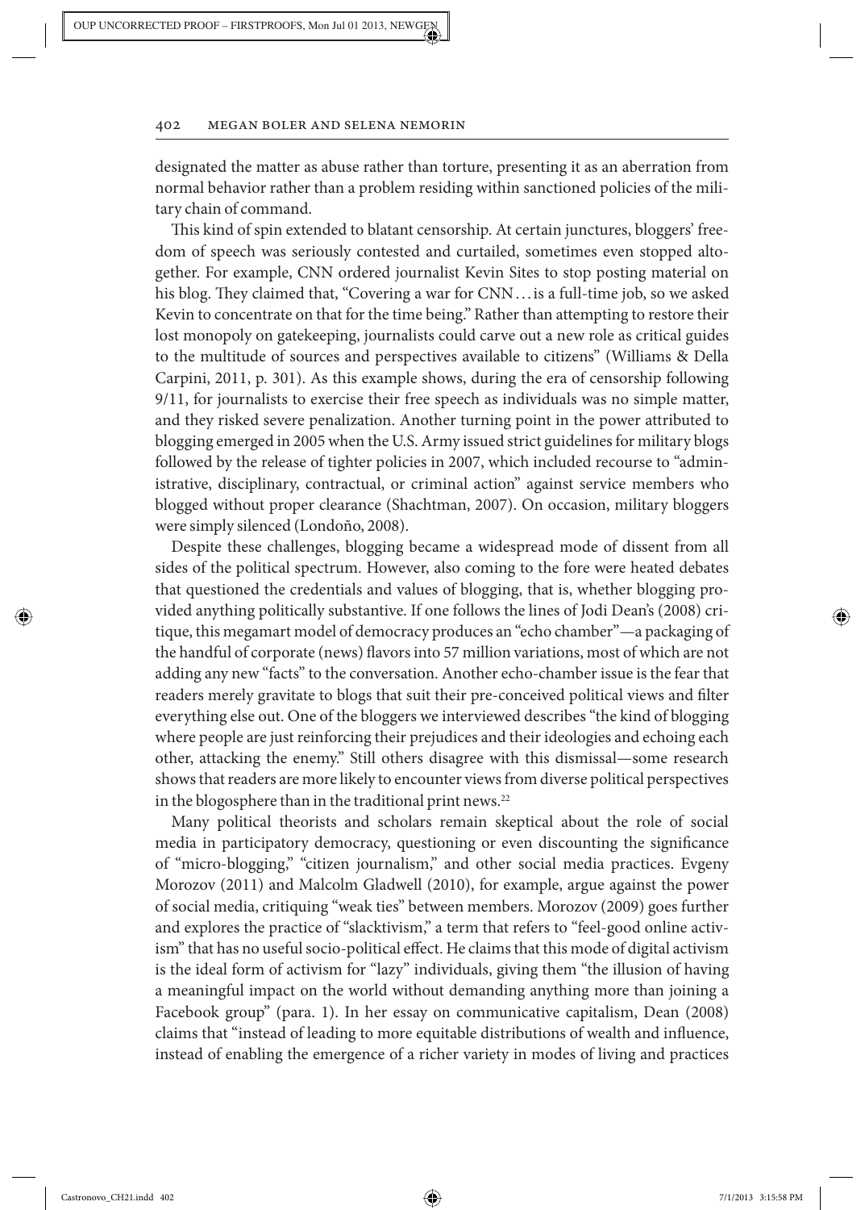designated the matter as abuse rather than torture, presenting it as an aberration from normal behavior rather than a problem residing within sanctioned policies of the military chain of command.

This kind of spin extended to blatant censorship. At certain junctures, bloggers' freedom of speech was seriously contested and curtailed, sometimes even stopped altogether. For example, CNN ordered journalist Kevin Sites to stop posting material on his blog. They claimed that, "Covering a war for CNN . . . is a full-time job, so we asked Kevin to concentrate on that for the time being." Rather than attempting to restore their lost monopoly on gatekeeping, journalists could carve out a new role as critical guides to the multitude of sources and perspectives available to citizens" (Williams & Della Carpini, 2011, p. 301). As this example shows, during the era of censorship following 9/11, for journalists to exercise their free speech as individuals was no simple matter, and they risked severe penalization. Another turning point in the power attributed to blogging emerged in 2005 when the U.S. Army issued strict guidelines for military blogs followed by the release of tighter policies in 2007, which included recourse to "administrative, disciplinary, contractual, or criminal action" against service members who blogged without proper clearance (Shachtman, 2007). On occasion, military bloggers were simply silenced (Londoño, 2008).

Despite these challenges, blogging became a widespread mode of dissent from all sides of the political spectrum. However, also coming to the fore were heated debates that questioned the credentials and values of blogging, that is, whether blogging provided anything politically substantive. If one follows the lines of Jodi Dean's (2008) critique, this megamart model of democracy produces an "echo chamber"—a packaging of the handful of corporate (news) flavors into 57 million variations, most of which are not adding any new "facts" to the conversation. Another echo-chamber issue is the fear that readers merely gravitate to blogs that suit their pre-conceived political views and filter everything else out. One of the bloggers we interviewed describes "the kind of blogging where people are just reinforcing their prejudices and their ideologies and echoing each other, attacking the enemy." Still others disagree with this dismissal—some research shows that readers are more likely to encounter views from diverse political perspectives in the blogosphere than in the traditional print news.[22]

Many political theorists and scholars remain skeptical about the role of social media in participatory democracy, questioning or even discounting the significance of "micro-blogging," "citizen journalism," and other social media practices. Evgeny Morozov (2011) and Malcolm Gladwell (2010), for example, argue against the power of social media, critiquing "weak ties" between members. Morozov (2009) goes further and explores the practice of "slacktivism," a term that refers to "feel-good online activism" that has no useful socio-political effect. He claims that this mode of digital activism is the ideal form of activism for "lazy" individuals, giving them "the illusion of having a meaningful impact on the world without demanding anything more than joining a Facebook group" (para. 1). In her essay on communicative capitalism, Dean (2008) claims that "instead of leading to more equitable distributions of wealth and influence, instead of enabling the emergence of a richer variety in modes of living and practices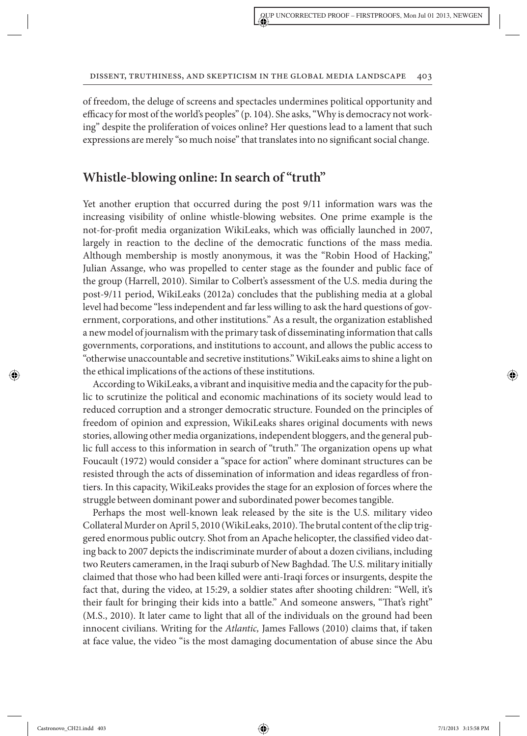of freedom, the deluge of screens and spectacles undermines political opportunity and efficacy for most of the world's peoples" (p. 104). She asks, "Why is democracy not working" despite the proliferation of voices online? Her questions lead to a lament that such expressions are merely "so much noise" that translates into no significant social change.

## Whistle-blowing online: In search of "truth"

Yet another eruption that occurred during the post 9/11 information wars was the increasing visibility of online whistle-blowing websites. One prime example is the not-for-profit media organization WikiLeaks, which was officially launched in 2007, largely in reaction to the decline of the democratic functions of the mass media. Although membership is mostly anonymous, it was the "Robin Hood of Hacking," Julian Assange, who was propelled to center stage as the founder and public face of the group (Harrell, 2010). Similar to Colbert's assessment of the U.S. media during the post-9/11 period, WikiLeaks (2012a) concludes that the publishing media at a global level had become "less independent and far less willing to ask the hard questions of government, corporations, and other institutions." As a result, the organization established a new model of journalism with the primary task of disseminating information that calls governments, corporations, and institutions to account, and allows the public access to "otherwise unaccountable and secretive institutions." WikiLeaks aims to shine a light on the ethical implications of the actions of these institutions.

According to WikiLeaks, a vibrant and inquisitive media and the capacity for the public to scrutinize the political and economic machinations of its society would lead to reduced corruption and a stronger democratic structure. Founded on the principles of freedom of opinion and expression, WikiLeaks shares original documents with news stories, allowing other media organizations, independent bloggers, and the general public full access to this information in search of "truth." The organization opens up what Foucault (1972) would consider a "space for action" where dominant structures can be resisted through the acts of dissemination of information and ideas regardless of frontiers. In this capacity, WikiLeaks provides the stage for an explosion of forces where the struggle between dominant power and subordinated power becomes tangible.

Perhaps the most well-known leak released by the site is the U.S. military video Collateral Murder on April 5, 2010 (WikiLeaks, 2010). The brutal content of the clip triggered enormous public outcry. Shot from an Apache helicopter, the classified video dating back to 2007 depicts the indiscriminate murder of about a dozen civilians, including two Reuters cameramen, in the Iraqi suburb of New Baghdad. The U.S. military initially claimed that those who had been killed were anti-Iraqi forces or insurgents, despite the fact that, during the video, at 15:29, a soldier states after shooting children: "Well, it's their fault for bringing their kids into a battle." And someone answers, "That's right" (M.S., 2010). It later came to light that all of the individuals on the ground had been innocent civilians. Writing for the *Atlantic,* James Fallows (2010) claims that, if taken at face value, the video "is the most damaging documentation of abuse since the Abu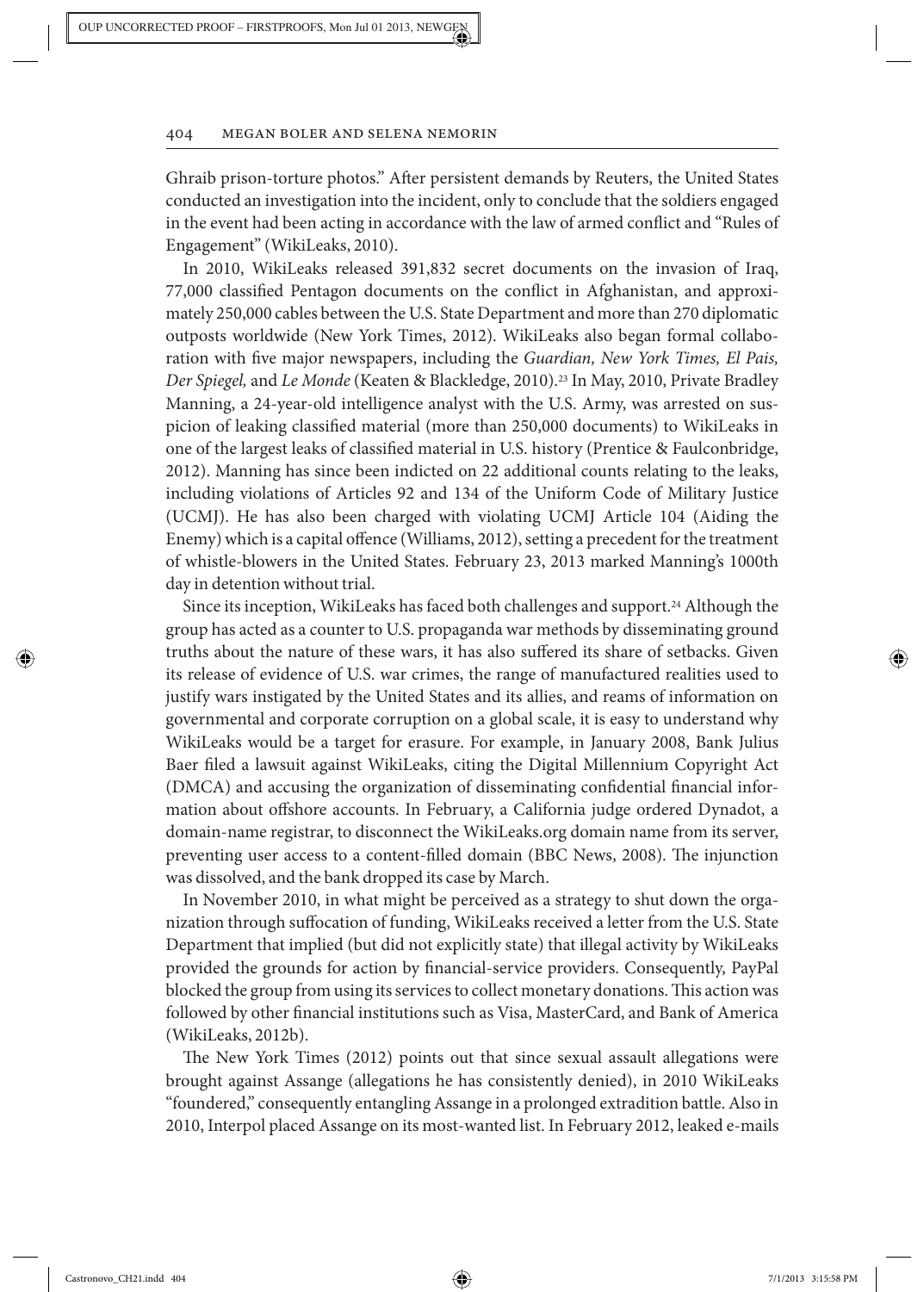Ghraib prison-torture photos." After persistent demands by Reuters, the United States conducted an investigation into the incident, only to conclude that the soldiers engaged in the event had been acting in accordance with the law of armed conflict and "Rules of Engagement" (WikiLeaks, 2010).

In 2010, WikiLeaks released 391,832 secret documents on the invasion of Iraq, 77,000 classified Pentagon documents on the conflict in Afghanistan, and approximately 250,000 cables between the U.S. State Department and more than 270 diplomatic outposts worldwide (New York Times, 2012). WikiLeaks also began formal collaboration with five major newspapers, including the *Guardian, New York Times, El Pais, Der Spiegel,* and *Le Monde* (Keaten & Blackledge, 2010).[23] In May, 2010, Private Bradley Manning, a 24-year-old intelligence analyst with the U.S. Army, was arrested on suspicion of leaking classified material (more than 250,000 documents) to WikiLeaks in one of the largest leaks of classified material in U.S. history (Prentice & Faulconbridge, 2012). Manning has since been indicted on 22 additional counts relating to the leaks, including violations of Articles 92 and 134 of the Uniform Code of Military Justice (UCMJ). He has also been charged with violating UCMJ Article 104 (Aiding the Enemy) which is a capital offence (Williams, 2012), setting a precedent for the treatment of whistle-blowers in the United States. February 23, 2013 marked Manning's 1000th day in detention without trial.

Since its inception, WikiLeaks has faced both challenges and support.[24] Although the group has acted as a counter to U.S. propaganda war methods by disseminating ground truths about the nature of these wars, it has also suffered its share of setbacks. Given its release of evidence of U.S. war crimes, the range of manufactured realities used to justify wars instigated by the United States and its allies, and reams of information on governmental and corporate corruption on a global scale, it is easy to understand why WikiLeaks would be a target for erasure. For example, in January 2008, Bank Julius Baer filed a lawsuit against WikiLeaks, citing the Digital Millennium Copyright Act (DMCA) and accusing the organization of disseminating confidential financial information about offshore accounts. In February, a California judge ordered Dynadot, a domain-name registrar, to disconnect the WikiLeaks.org domain name from its server, preventing user access to a content-filled domain (BBC News, 2008). The injunction was dissolved, and the bank dropped its case by March.

In November 2010, in what might be perceived as a strategy to shut down the organization through suffocation of funding, WikiLeaks received a letter from the U.S. State Department that implied (but did not explicitly state) that illegal activity by WikiLeaks provided the grounds for action by financial-service providers. Consequently, PayPal blocked the group from using its services to collect monetary donations. This action was followed by other financial institutions such as Visa, MasterCard, and Bank of America (WikiLeaks, 2012b).

The New York Times (2012) points out that since sexual assault allegations were brought against Assange (allegations he has consistently denied), in 2010 WikiLeaks "foundered," consequently entangling Assange in a prolonged extradition battle. Also in 2010, Interpol placed Assange on its most-wanted list. In February 2012, leaked e-mails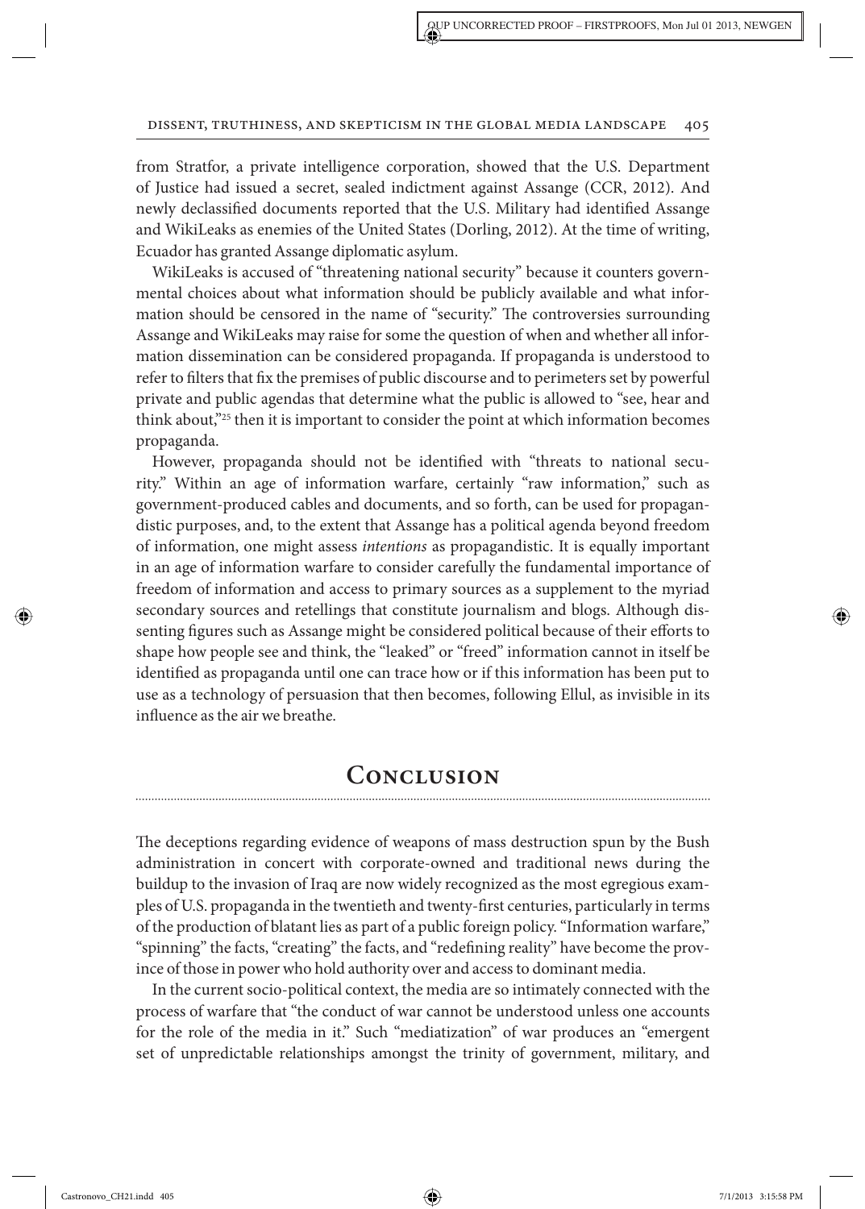from Stratfor, a private intelligence corporation, showed that the U.S. Department of Justice had issued a secret, sealed indictment against Assange (CCR, 2012). And newly declassified documents reported that the U.S. Military had identified Assange and WikiLeaks as enemies of the United States (Dorling, 2012). At the time of writing, Ecuador has granted Assange diplomatic asylum.

WikiLeaks is accused of "threatening national security" because it counters governmental choices about what information should be publicly available and what information should be censored in the name of "security." The controversies surrounding Assange and WikiLeaks may raise for some the question of when and whether all information dissemination can be considered propaganda. If propaganda is understood to refer to filters that fix the premises of public discourse and to perimeters set by powerful private and public agendas that determine what the public is allowed to "see, hear and think about,"[25] then it is important to consider the point at which information becomes propaganda.

However, propaganda should not be identified with "threats to national security." Within an age of information warfare, certainly "raw information," such as government-produced cables and documents, and so forth, can be used for propagandistic purposes, and, to the extent that Assange has a political agenda beyond freedom of information, one might assess *intentions* as propagandistic. It is equally important in an age of information warfare to consider carefully the fundamental importance of freedom of information and access to primary sources as a supplement to the myriad secondary sources and retellings that constitute journalism and blogs. Although dissenting figures such as Assange might be considered political because of their efforts to shape how people see and think, the "leaked" or "freed" information cannot in itself be identified as propaganda until one can trace how or if this information has been put to use as a technology of persuasion that then becomes, following Ellul, as invisible in its influence as the air we breathe.

## Conclusion

The deceptions regarding evidence of weapons of mass destruction spun by the Bush administration in concert with corporate-owned and traditional news during the buildup to the invasion of Iraq are now widely recognized as the most egregious examples of U.S. propaganda in the twentieth and twenty-first centuries, particularly in terms of the production of blatant lies as part of a public foreign policy. "Information warfare," "spinning" the facts, "creating" the facts, and "redefining reality" have become the province of those in power who hold authority over and access to dominant media.

In the current socio-political context, the media are so intimately connected with the process of warfare that "the conduct of war cannot be understood unless one accounts for the role of the media in it." Such "mediatization" of war produces an "emergent set of unpredictable relationships amongst the trinity of government, military, and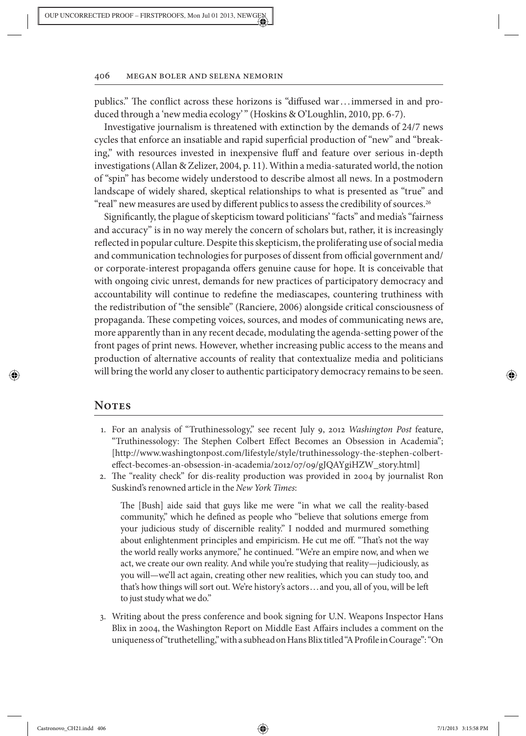publics." The conflict across these horizons is "diffused war…immersed in and produced through a 'new media ecology' " (Hoskins & O'Loughlin, 2010, pp. 6-7).

Investigative journalism is threatened with extinction by the demands of 24/7 news cycles that enforce an insatiable and rapid superficial production of "new" and "breaking," with resources invested in inexpensive fluff and feature over serious in-depth investigations (Allan & Zelizer, 2004, p. 11). Within a media-saturated world, the notion of "spin" has become widely understood to describe almost all news. In a postmodern landscape of widely shared, skeptical relationships to what is presented as "true" and "real" new measures are used by different publics to assess the credibility of sources.[26]

Significantly, the plague of skepticism toward politicians' "facts" and media's "fairness and accuracy" is in no way merely the concern of scholars but, rather, it is increasingly reflected in popular culture. Despite this skepticism, the proliferating use of social media and communication technologies for purposes of dissent from official government and/or corporate-interest propaganda offers genuine cause for hope. It is conceivable that with ongoing civic unrest, demands for new practices of participatory democracy and accountability will continue to redefine the mediascapes, countering truthiness with the redistribution of "the sensible" (Ranciere, 2006) alongside critical consciousness of propaganda. These competing voices, sources, and modes of communicating news are, more apparently than in any recent decade, modulating the agenda-setting power of the front pages of print news. However, whether increasing public access to the means and production of alternative accounts of reality that contextualize media and politicians will bring the world any closer to authentic participatory democracy remains to be seen.

## Notes

1. For an analysis of "Truthinessology," see recent July 9, 2012 *Washington Post* feature, "Truthinessology: The Stephen Colbert Effect Becomes an Obsession in Academia"; [http://www.washingtonpost.com/lifestyle/style/truthinessology-the-stephen-colbert-effect-becomes-an-obsession-in-academia/2012/07/09/gJQAYgiHZW_story.html]
2. The "reality check" for dis-reality production was provided in 2004 by journalist Ron Suskind's renowned article in the *New York Times*:

   The [Bush] aide said that guys like me were "in what we call the reality-based community," which he defined as people who "believe that solutions emerge from your judicious study of discernible reality." I nodded and murmured something about enlightenment principles and empiricism. He cut me off. "That's not the way the world really works anymore," he continued. "We're an empire now, and when we act, we create our own reality. And while you're studying that reality—judiciously, as you will—we'll act again, creating other new realities, which you can study too, and that's how things will sort out. We're history's actors…and you, all of you, will be left to just study what we do."

3. Writing about the press conference and book signing for U.N. Weapons Inspector Hans Blix in 2004, the Washington Report on Middle East Affairs includes a comment on the uniqueness of "truthetelling," with a subhead on Hans Blix titled "A Profile in Courage": "On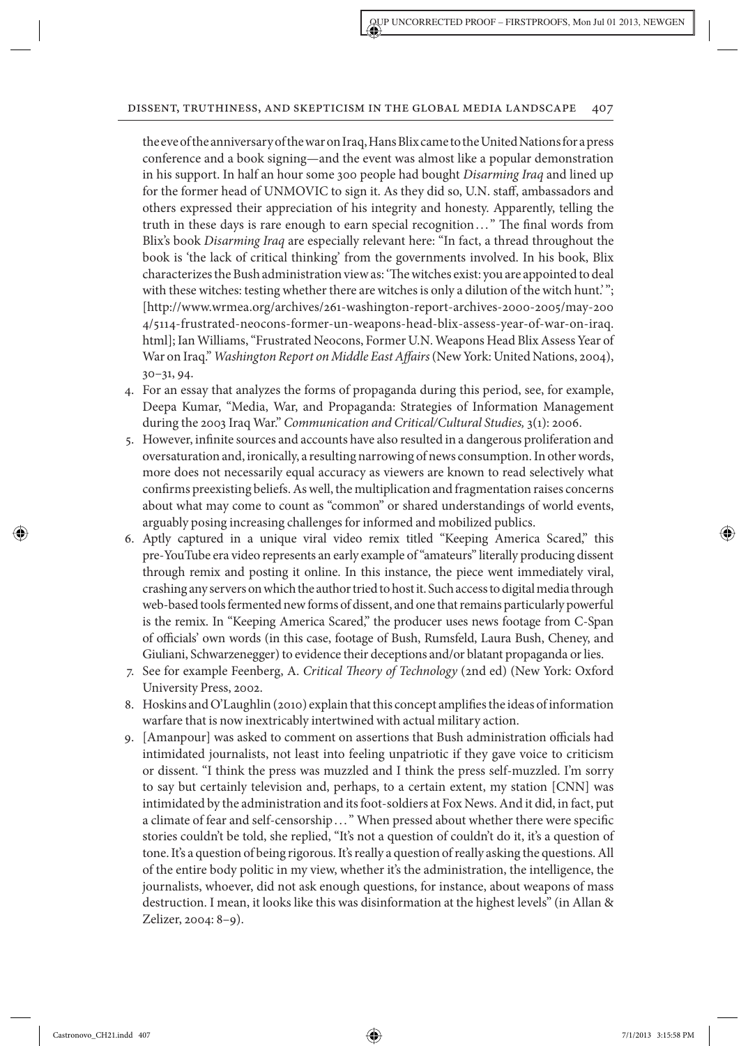the eve of the anniversary of the war on Iraq, Hans Blix came to the United Nations for a press conference and a book signing—and the event was almost like a popular demonstration in his support. In half an hour some 300 people had bought *Disarming Iraq* and lined up for the former head of UNMOVIC to sign it. As they did so, U.N. staff, ambassadors and others expressed their appreciation of his integrity and honesty. Apparently, telling the truth in these days is rare enough to earn special recognition . . . " The final words from Blix's book *Disarming Iraq* are especially relevant here: "In fact, a thread throughout the book is 'the lack of critical thinking' from the governments involved. In his book, Blix characterizes the Bush administration view as: 'The witches exist: you are appointed to deal with these witches: testing whether there are witches is only a dilution of the witch hunt.' "; [http://www.wrmea.org/archives/261-washington-report-archives-2000-2005/may-2004/5114-frustrated-neocons-former-un-weapons-head-blix-assess-year-of-war-on-iraq.html]; Ian Williams, "Frustrated Neocons, Former U.N. Weapons Head Blix Assess Year of War on Iraq." *Washington Report on Middle East Affairs* (New York: United Nations, 2004), 30–31, 94.

4. For an essay that analyzes the forms of propaganda during this period, see, for example, Deepa Kumar, "Media, War, and Propaganda: Strategies of Information Management during the 2003 Iraq War." *Communication and Critical/Cultural Studies,* 3(1): 2006.
5. However, infinite sources and accounts have also resulted in a dangerous proliferation and oversaturation and, ironically, a resulting narrowing of news consumption. In other words, more does not necessarily equal accuracy as viewers are known to read selectively what confirms preexisting beliefs. As well, the multiplication and fragmentation raises concerns about what may come to count as "common" or shared understandings of world events, arguably posing increasing challenges for informed and mobilized publics.
6. Aptly captured in a unique viral video remix titled "Keeping America Scared," this pre-YouTube era video represents an early example of "amateurs" literally producing dissent through remix and posting it online. In this instance, the piece went immediately viral, crashing any servers on which the author tried to host it. Such access to digital media through web-based tools fermented new forms of dissent, and one that remains particularly powerful is the remix. In "Keeping America Scared," the producer uses news footage from C-Span of officials' own words (in this case, footage of Bush, Rumsfeld, Laura Bush, Cheney, and Giuliani, Schwarzenegger) to evidence their deceptions and/or blatant propaganda or lies.
7. See for example Feenberg, A. *Critical Theory of Technology* (2nd ed) (New York: Oxford University Press, 2002.
8. Hoskins and O'Laughlin (2010) explain that this concept amplifies the ideas of information warfare that is now inextricably intertwined with actual military action.
9. [Amanpour] was asked to comment on assertions that Bush administration officials had intimidated journalists, not least into feeling unpatriotic if they gave voice to criticism or dissent. "I think the press was muzzled and I think the press self-muzzled. I'm sorry to say but certainly television and, perhaps, to a certain extent, my station [CNN] was intimidated by the administration and its foot-soldiers at Fox News. And it did, in fact, put a climate of fear and self-censorship . . . " When pressed about whether there were specific stories couldn't be told, she replied, "It's not a question of couldn't do it, it's a question of tone. It's a question of being rigorous. It's really a question of really asking the questions. All of the entire body politic in my view, whether it's the administration, the intelligence, the journalists, whoever, did not ask enough questions, for instance, about weapons of mass destruction. I mean, it looks like this was disinformation at the highest levels" (in Allan & Zelizer, 2004: 8–9).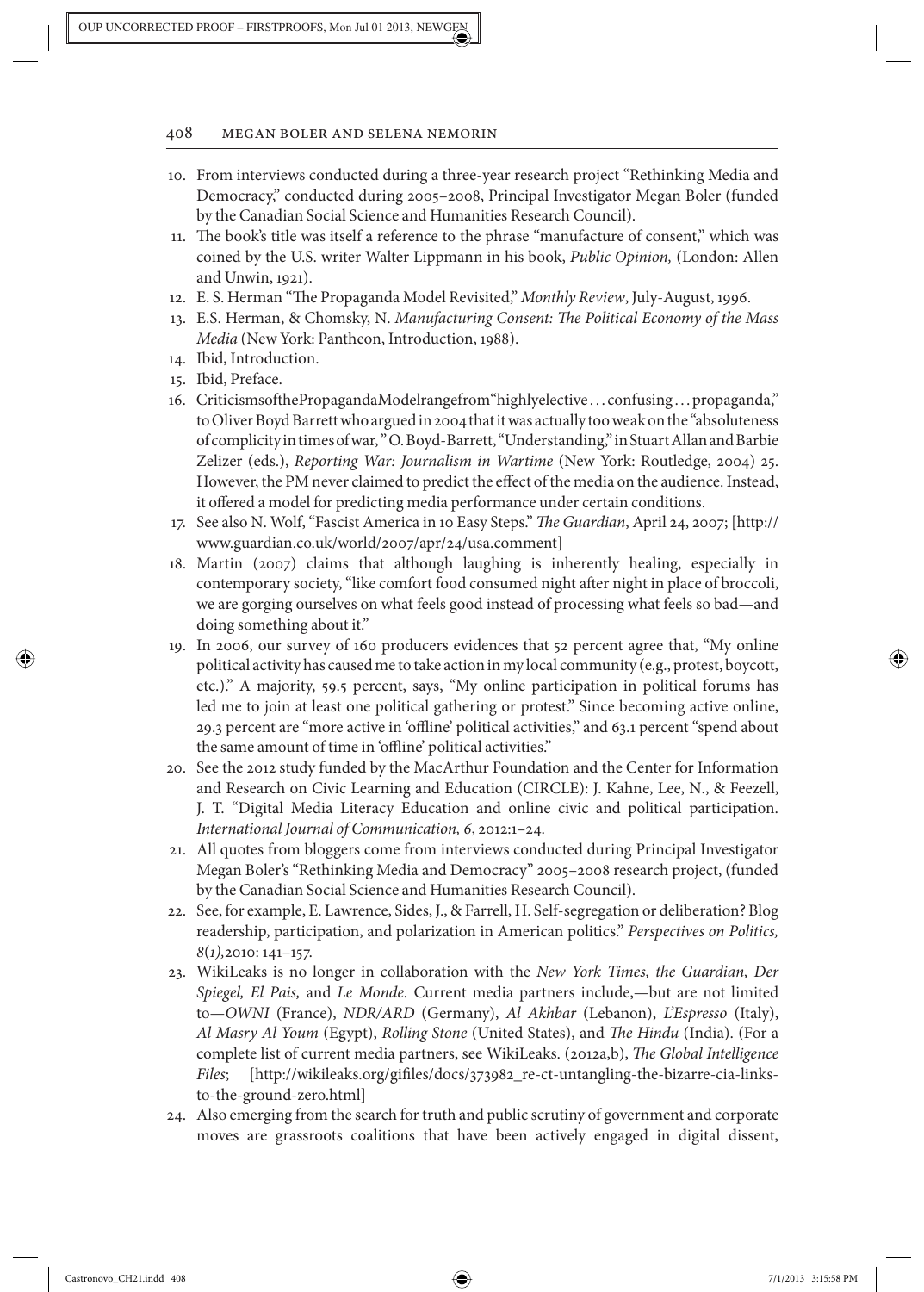10. From interviews conducted during a three-year research project "Rethinking Media and Democracy," conducted during 2005–2008, Principal Investigator Megan Boler (funded by the Canadian Social Science and Humanities Research Council).
11. The book's title was itself a reference to the phrase "manufacture of consent," which was coined by the U.S. writer Walter Lippmann in his book, *Public Opinion,* (London: Allen and Unwin, 1921).
12. E. S. Herman "The Propaganda Model Revisited," *Monthly Review*, July-August, 1996.
13. E.S. Herman, & Chomsky, N. *Manufacturing Consent: The Political Economy of the Mass Media* (New York: Pantheon, Introduction, 1988).
14. Ibid, Introduction.
15. Ibid, Preface.
16. CriticismsofthePropagandaModelrangefrom"highlyelective . . . confusing . . . propaganda," to Oliver Boyd Barrett who argued in 2004 that it was actually too weak on the "absoluteness of complicity in times of war, " O. Boyd-Barrett, "Understanding," in Stuart Allan and Barbie Zelizer (eds.), *Reporting War: Journalism in Wartime* (New York: Routledge, 2004) 25. However, the PM never claimed to predict the effect of the media on the audience. Instead, it offered a model for predicting media performance under certain conditions.
17. See also N. Wolf, "Fascist America in 10 Easy Steps." *The Guardian*, April 24, 2007; [http://www.guardian.co.uk/world/2007/apr/24/usa.comment]
18. Martin (2007) claims that although laughing is inherently healing, especially in contemporary society, "like comfort food consumed night after night in place of broccoli, we are gorging ourselves on what feels good instead of processing what feels so bad—and doing something about it."
19. In 2006, our survey of 160 producers evidences that 52 percent agree that, "My online political activity has caused me to take action in my local community (e.g., protest, boycott, etc.)." A majority, 59.5 percent, says, "My online participation in political forums has led me to join at least one political gathering or protest." Since becoming active online, 29.3 percent are "more active in 'offline' political activities," and 63.1 percent "spend about the same amount of time in 'offline' political activities."
20. See the 2012 study funded by the MacArthur Foundation and the Center for Information and Research on Civic Learning and Education (CIRCLE): J. Kahne, Lee, N., & Feezell, J. T. "Digital Media Literacy Education and online civic and political participation. *International Journal of Communication, 6*, 2012:1–24.
21. All quotes from bloggers come from interviews conducted during Principal Investigator Megan Boler's "Rethinking Media and Democracy" 2005–2008 research project, (funded by the Canadian Social Science and Humanities Research Council).
22. See, for example, E. Lawrence, Sides, J., & Farrell, H. Self-segregation or deliberation? Blog readership, participation, and polarization in American politics." *Perspectives on Politics, 8(1),*2010: 141–157.
23. WikiLeaks is no longer in collaboration with the *New York Times, the Guardian, Der Spiegel, El Pais,* and *Le Monde.* Current media partners include,—but are not limited to—*OWNI* (France), *NDR/ARD* (Germany), *Al Akhbar* (Lebanon), *L'Espresso* (Italy), *Al Masry Al Youm* (Egypt), *Rolling Stone* (United States), and *The Hindu* (India). (For a complete list of current media partners, see WikiLeaks. (2012a,b), *The Global Intelligence Files*; [http://wikileaks.org/gifiles/docs/373982_re-ct-untangling-the-bizarre-cia-links-to-the-ground-zero.html]
24. Also emerging from the search for truth and public scrutiny of government and corporate moves are grassroots coalitions that have been actively engaged in digital dissent,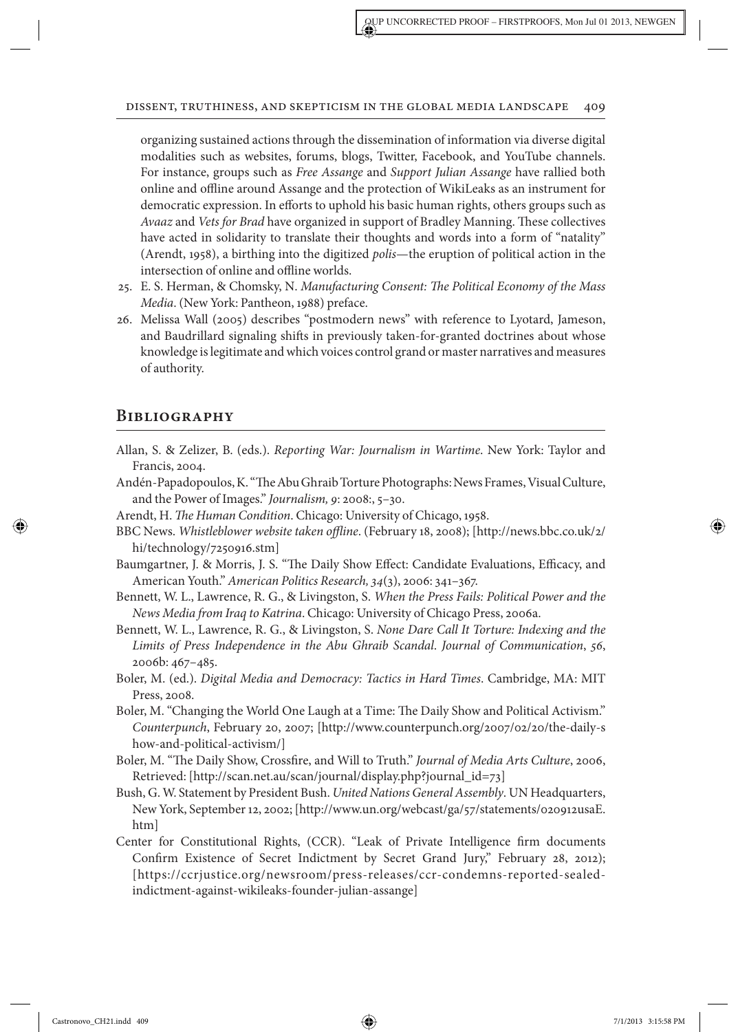organizing sustained actions through the dissemination of information via diverse digital modalities such as websites, forums, blogs, Twitter, Facebook, and YouTube channels. For instance, groups such as *Free Assange* and *Support Julian Assange* have rallied both online and offline around Assange and the protection of WikiLeaks as an instrument for democratic expression. In efforts to uphold his basic human rights, others groups such as *Avaaz* and *Vets for Brad* have organized in support of Bradley Manning. These collectives have acted in solidarity to translate their thoughts and words into a form of "natality" (Arendt, 1958), a birthing into the digitized *polis*—the eruption of political action in the intersection of online and offline worlds.

25. E. S. Herman, & Chomsky, N. *Manufacturing Consent: The Political Economy of the Mass Media*. (New York: Pantheon, 1988) preface.
26. Melissa Wall (2005) describes "postmodern news" with reference to Lyotard, Jameson, and Baudrillard signaling shifts in previously taken-for-granted doctrines about whose knowledge is legitimate and which voices control grand or master narratives and measures of authority.

## Bibliography

Allan, S. & Zelizer, B. (eds.). *Reporting War: Journalism in Wartime*. New York: Taylor and Francis, 2004.

Andén-Papadopoulos, K. "The Abu Ghraib Torture Photographs: News Frames, Visual Culture, and the Power of Images." *Journalism, 9*: 2008:, 5–30.

Arendt, H. *The Human Condition*. Chicago: University of Chicago, 1958.

BBC News. *Whistleblower website taken offline*. (February 18, 2008); [http://news.bbc.co.uk/2/hi/technology/7250916.stm]

Baumgartner, J. & Morris, J. S. "The Daily Show Effect: Candidate Evaluations, Efficacy, and American Youth." *American Politics Research, 34*(3), 2006: 341–367.

Bennett, W. L., Lawrence, R. G., & Livingston, S. *When the Press Fails: Political Power and the News Media from Iraq to Katrina*. Chicago: University of Chicago Press, 2006a.

Bennett, W. L., Lawrence, R. G., & Livingston, S. *None Dare Call It Torture: Indexing and the Limits of Press Independence in the Abu Ghraib Scandal. Journal of Communication*, *56*, 2006b: 467–485.

Boler, M. (ed.). *Digital Media and Democracy: Tactics in Hard Times*. Cambridge, MA: MIT Press, 2008.

Boler, M. "Changing the World One Laugh at a Time: The Daily Show and Political Activism." *Counterpunch*, February 20, 2007; [http://www.counterpunch.org/2007/02/20/the-daily-show-and-political-activism/]

Boler, M. "The Daily Show, Crossfire, and Will to Truth." *Journal of Media Arts Culture*, 2006, Retrieved: [http://scan.net.au/scan/journal/display.php?journal_id=73]

Bush, G. W. Statement by President Bush. *United Nations General Assembly*. UN Headquarters, New York, September 12, 2002; [http://www.un.org/webcast/ga/57/statements/020912usaE.htm]

Center for Constitutional Rights, (CCR). "Leak of Private Intelligence firm documents Confirm Existence of Secret Indictment by Secret Grand Jury," February 28, 2012); [https://ccrjustice.org/newsroom/press-releases/ccr-condemns-reported-sealed-indictment-against-wikileaks-founder-julian-assange]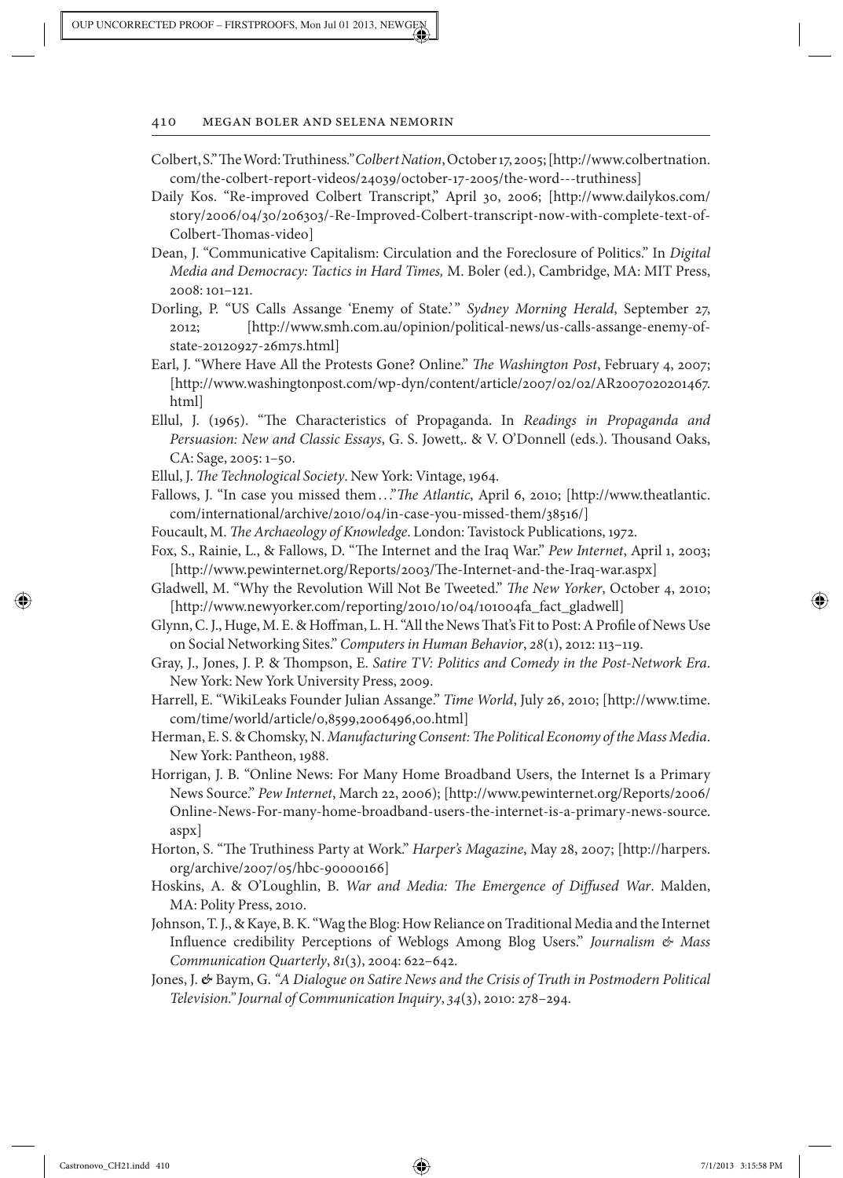Colbert, S." The Word: Truthiness." *Colbert Nation*, October 17, 2005; [http://www.colbertnation.com/the-colbert-report-videos/24039/october-17-2005/the-word---truthiness]

Daily Kos. "Re-improved Colbert Transcript," April 30, 2006; [http://www.dailykos.com/story/2006/04/30/206303/-Re-Improved-Colbert-transcript-now-with-complete-text-of-Colbert-Thomas-video]

Dean, J. "Communicative Capitalism: Circulation and the Foreclosure of Politics." In *Digital Media and Democracy: Tactics in Hard Times,* M. Boler (ed.), Cambridge, MA: MIT Press, 2008: 101–121.

Dorling, P. "US Calls Assange 'Enemy of State.'" *Sydney Morning Herald*, September 27, 2012; [http://www.smh.com.au/opinion/political-news/us-calls-assange-enemy-of-state-20120927-26m7s.html]

Earl, J. "Where Have All the Protests Gone? Online." *The Washington Post*, February 4, 2007; [http://www.washingtonpost.com/wp-dyn/content/article/2007/02/02/AR2007020201467.html]

Ellul, J. (1965). "The Characteristics of Propaganda. In *Readings in Propaganda and Persuasion: New and Classic Essays*, G. S. Jowett,. & V. O'Donnell (eds.). Thousand Oaks, CA: Sage, 2005: 1–50.

Ellul, J. *The Technological Society*. New York: Vintage, 1964.

Fallows, J. "In case you missed them . . ." *The Atlantic*, April 6, 2010; [http://www.theatlantic.com/international/archive/2010/04/in-case-you-missed-them/38516/]

Foucault, M. *The Archaeology of Knowledge*. London: Tavistock Publications, 1972.

Fox, S., Rainie, L., & Fallows, D. "The Internet and the Iraq War." *Pew Internet*, April 1, 2003; [http://www.pewinternet.org/Reports/2003/The-Internet-and-the-Iraq-war.aspx]

Gladwell, M. "Why the Revolution Will Not Be Tweeted." *The New Yorker*, October 4, 2010; [http://www.newyorker.com/reporting/2010/10/04/101004fa_fact_gladwell]

Glynn, C. J., Huge, M. E. & Hoffman, L. H. "All the News That's Fit to Post: A Profile of News Use on Social Networking Sites." *Computers in Human Behavior*, *28*(1), 2012: 113–119.

Gray, J., Jones, J. P. & Thompson, E. *Satire TV: Politics and Comedy in the Post-Network Era*. New York: New York University Press, 2009.

Harrell, E. "WikiLeaks Founder Julian Assange." *Time World*, July 26, 2010; [http://www.time.com/time/world/article/0,8599,2006496,00.html]

Herman, E. S. & Chomsky, N. *Manufacturing Consent: The Political Economy of the Mass Media*. New York: Pantheon, 1988.

Horrigan, J. B. "Online News: For Many Home Broadband Users, the Internet Is a Primary News Source." *Pew Internet*, March 22, 2006); [http://www.pewinternet.org/Reports/2006/Online-News-For-many-home-broadband-users-the-internet-is-a-primary-news-source.aspx]

Horton, S. "The Truthiness Party at Work." *Harper's Magazine*, May 28, 2007; [http://harpers.org/archive/2007/05/hbc-90000166]

Hoskins, A. & O'Loughlin, B. *War and Media: The Emergence of Diffused War*. Malden, MA: Polity Press, 2010.

Johnson, T. J., & Kaye, B. K. "Wag the Blog: How Reliance on Traditional Media and the Internet Influence credibility Perceptions of Weblogs Among Blog Users." *Journalism & Mass Communication Quarterly*, *81*(3), 2004: 622–642.

Jones, J. & Baym, G. *"A Dialogue on Satire News and the Crisis of Truth in Postmodern Political Television." Journal of Communication Inquiry*, *34*(3), 2010: 278–294.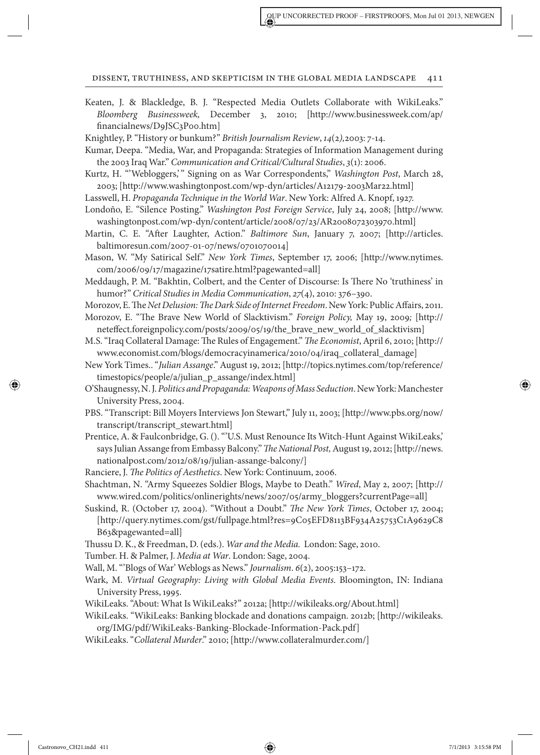Keaten, J. & Blackledge, B. J. "Respected Media Outlets Collaborate with WikiLeaks." *Bloomberg Businessweek,* December 3, 2010; [http://www.businessweek.com/ap/financialnews/D9JSC3P00.htm]

Knightley, P. "History or bunkum?" *British Journalism Review*, *14*(2*),*2003: 7-14.

Kumar, Deepa. "Media, War, and Propaganda: Strategies of Information Management during the 2003 Iraq War." *Communication and Critical/Cultural Studies*, *3*(1): 2006.

Kurtz, H. "'Webloggers,'" Signing on as War Correspondents," *Washington Post*, March 28, 2003; [http://www.washingtonpost.com/wp-dyn/articles/A12179-2003Mar22.html]

Lasswell, H. *Propaganda Technique in the World War*. New York: Alfred A. Knopf, 1927.

Londoño, E. "Silence Posting." *Washington Post Foreign Service*, July 24, 2008; [http://www.washingtonpost.com/wp-dyn/content/article/2008/07/23/AR2008072303970.html]

Martin, C. E. "After Laughter, Action." *Baltimore Sun*, January 7, 2007; [http://articles.baltimoresun.com/2007-01-07/news/0701070014]

Mason, W. "My Satirical Self." *New York Times*, September 17, 2006; [http://www.nytimes.com/2006/09/17/magazine/17satire.html?pagewanted=all]

Meddaugh, P. M. "Bakhtin, Colbert, and the Center of Discourse: Is There No 'truthiness' in humor?" *Critical Studies in Media Communication*, *27*(4), 2010: 376–390.

Morozov, E. *The Net Delusion: The Dark Side of Internet Freedom*. New York: Public Affairs, 2011.

Morozov, E. "The Brave New World of Slacktivism." *Foreign Policy,* May 19, 2009*;* [http://neteffect.foreignpolicy.com/posts/2009/05/19/the_brave_new_world_of_slacktivism]

M.S. "Iraq Collateral Damage: The Rules of Engagement." *The Economist*, April 6, 2010; [http://www.economist.com/blogs/democracyinamerica/2010/04/iraq_collateral_damage]

New York Times.. "*Julian Assange*." August 19, 2012; [http://topics.nytimes.com/top/reference/timestopics/people/a/julian_p_assange/index.html]

O'Shaugnessy, N. J. *Politics and Propaganda: Weapons of Mass Seduction*. New York: Manchester University Press, 2004.

PBS. "Transcript: Bill Moyers Interviews Jon Stewart," July 11, 2003; [http://www.pbs.org/now/transcript/transcript_stewart.html]

Prentice, A. & Faulconbridge, G. (). "'U.S. Must Renounce Its Witch-Hunt Against WikiLeaks,' says Julian Assange from Embassy Balcony." *The National Post,* August 19, 2012; [http://news.nationalpost.com/2012/08/19/julian-assange-balcony/]

Ranciere, J. *The Politics of Aesthetics*. New York: Continuum, 2006.

Shachtman, N. "Army Squeezes Soldier Blogs, Maybe to Death." *Wired*, May 2, 2007; [http://www.wired.com/politics/onlinerights/news/2007/05/army_bloggers?currentPage=all]

Suskind, R. (October 17, 2004). "Without a Doubt." *The New York Times*, October 17, 2004; [http://query.nytimes.com/gst/fullpage.html?res=9C05EFD8113BF934A25753C1A9629C8B63&pagewanted=all]

Thussu D. K., & Freedman, D. (eds.). *War and the Media.* London: Sage, 2010.

Tumber. H. & Palmer, J. *Media at War*. London: Sage, 2004.

Wall, M. "'Blogs of War' Weblogs as News." *Journalism*. *6*(2), 2005:153–172.

Wark, M. *Virtual Geography: Living with Global Media Events*. Bloomington, IN: Indiana University Press, 1995.

WikiLeaks. "About: What Is WikiLeaks?" 2012a; [http://wikileaks.org/About.html]

WikiLeaks. "WikiLeaks: Banking blockade and donations campaign. 2012b; [http://wikileaks.org/IMG/pdf/WikiLeaks-Banking-Blockade-Information-Pack.pdf]

WikiLeaks. "*Collateral Murder*." 2010; [http://www.collateralmurder.com/]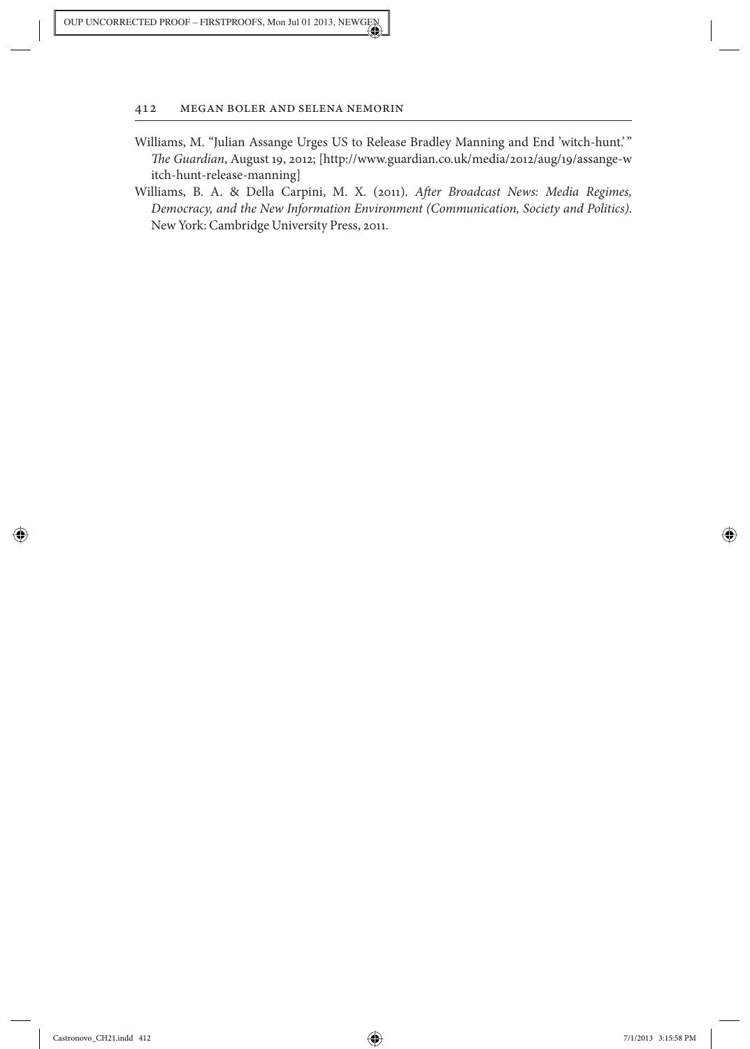Williams, M. "Julian Assange Urges US to Release Bradley Manning and End 'witch-hunt.'" *The Guardian*, August 19, 2012; [http://www.guardian.co.uk/media/2012/aug/19/assange-witch-hunt-release-manning]

Williams, B. A. & Della Carpini, M. X. (2011). *After Broadcast News: Media Regimes, Democracy, and the New Information Environment (Communication, Society and Politics)*. New York: Cambridge University Press, 2011.